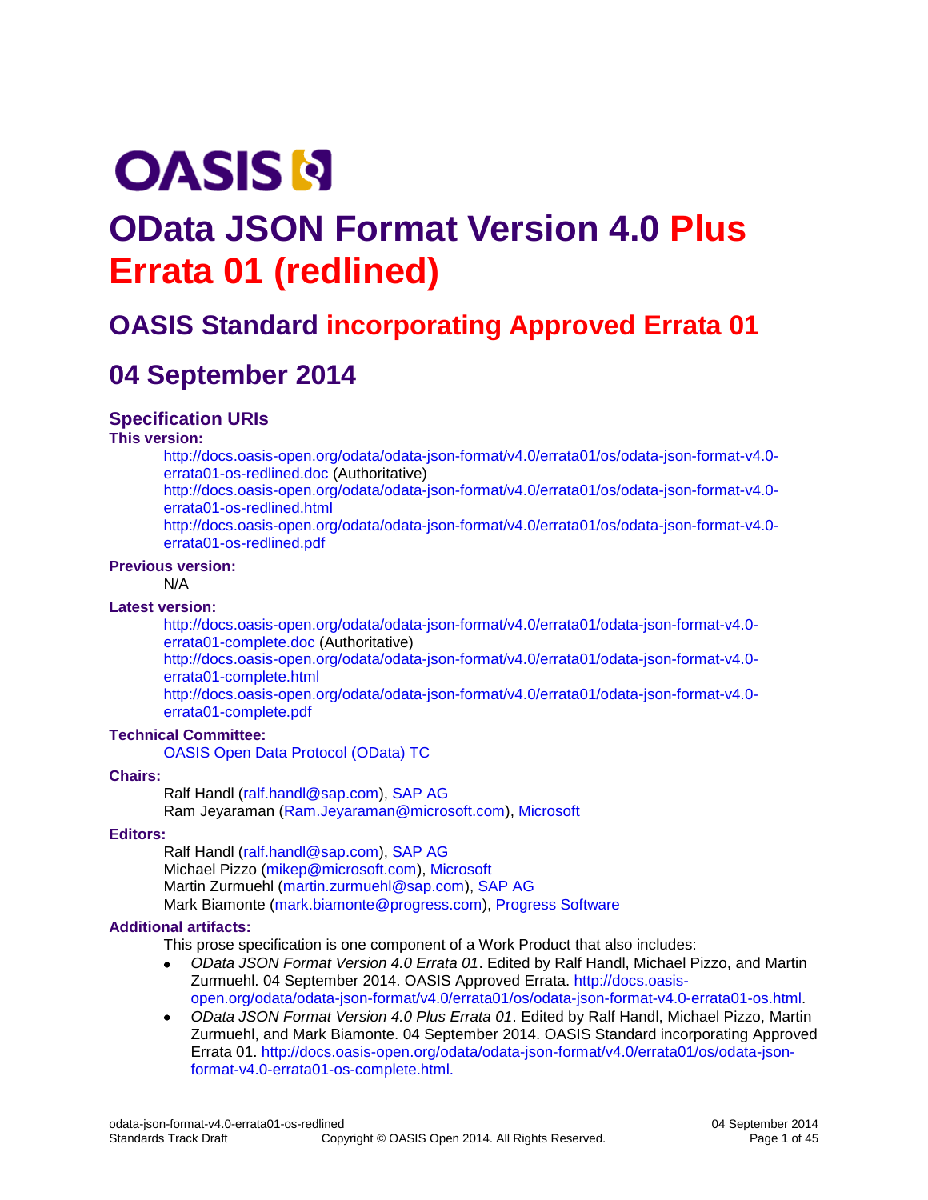# OData JSON Format Version 4.0 Plus Errata 01 (redlined)

## OASIS Standard incorporating Approved Errata 01

## 04 September 2014

### Specification URIs

**This version:**

http://docs.oasis-open.org/odata/odata-json-format/v4.0/errata01/os/odata-json-format-v4.0-errata01-os-redlined.doc (Authoritative)
http://docs.oasis-open.org/odata/odata-json-format/v4.0/errata01/os/odata-json-format-v4.0-errata01-os-redlined.html
http://docs.oasis-open.org/odata/odata-json-format/v4.0/errata01/os/odata-json-format-v4.0-errata01-os-redlined.pdf

**Previous version:**

N/A

**Latest version:**

http://docs.oasis-open.org/odata/odata-json-format/v4.0/errata01/odata-json-format-v4.0-errata01-complete.doc (Authoritative)
http://docs.oasis-open.org/odata/odata-json-format/v4.0/errata01/odata-json-format-v4.0-errata01-complete.html
http://docs.oasis-open.org/odata/odata-json-format/v4.0/errata01/odata-json-format-v4.0-errata01-complete.pdf

**Technical Committee:**

OASIS Open Data Protocol (OData) TC

**Chairs:**

Ralf Handl (ralf.handl@sap.com), SAP AG
Ram Jeyaraman (Ram.Jeyaraman@microsoft.com), Microsoft

**Editors:**

Ralf Handl (ralf.handl@sap.com), SAP AG
Michael Pizzo (mikep@microsoft.com), Microsoft
Martin Zurmuehl (martin.zurmuehl@sap.com), SAP AG
Mark Biamonte (mark.biamonte@progress.com), Progress Software

**Additional artifacts:**

This prose specification is one component of a Work Product that also includes:

- *OData JSON Format Version 4.0 Errata 01*. Edited by Ralf Handl, Michael Pizzo, and Martin Zurmuehl. 04 September 2014. OASIS Approved Errata. http://docs.oasis-open.org/odata/odata-json-format/v4.0/errata01/os/odata-json-format-v4.0-errata01-os.html.
- *OData JSON Format Version 4.0 Plus Errata 01*. Edited by Ralf Handl, Michael Pizzo, Martin Zurmuehl, and Mark Biamonte. 04 September 2014. OASIS Standard incorporating Approved Errata 01. http://docs.oasis-open.org/odata/odata-json-format/v4.0/errata01/os/odata-json-format-v4.0-errata01-os-complete.html.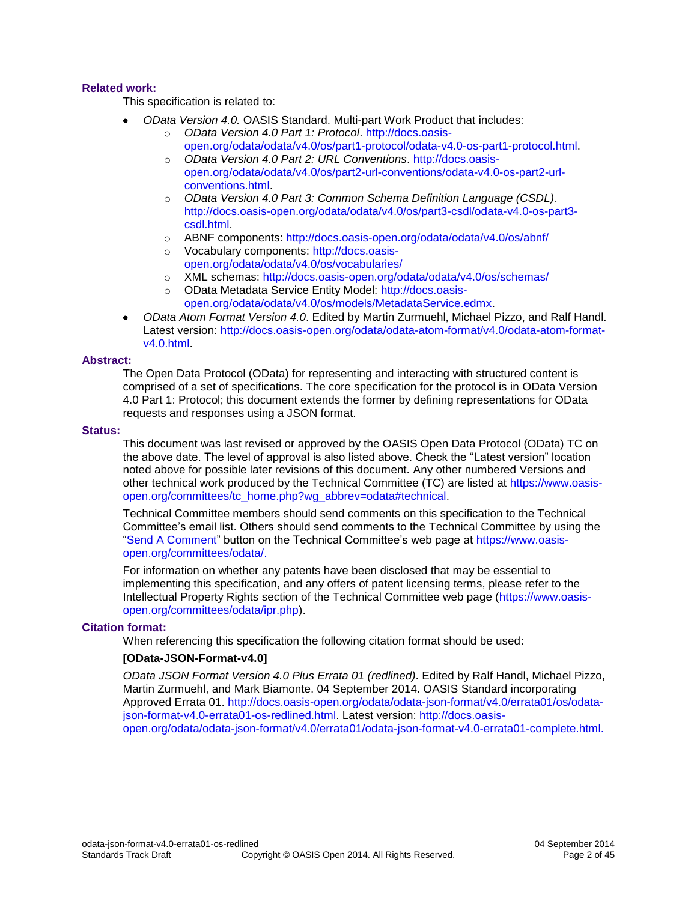**Related work:**

This specification is related to:

- *OData Version 4.0.* OASIS Standard. Multi-part Work Product that includes:
  - *OData Version 4.0 Part 1: Protocol*. http://docs.oasis-open.org/odata/odata/v4.0/os/part1-protocol/odata-v4.0-os-part1-protocol.html.
  - *OData Version 4.0 Part 2: URL Conventions*. http://docs.oasis-open.org/odata/odata/v4.0/os/part2-url-conventions/odata-v4.0-os-part2-url-conventions.html.
  - *OData Version 4.0 Part 3: Common Schema Definition Language (CSDL)*. http://docs.oasis-open.org/odata/odata/v4.0/os/part3-csdl/odata-v4.0-os-part3-csdl.html.
  - ABNF components: http://docs.oasis-open.org/odata/odata/v4.0/os/abnf/
  - Vocabulary components: http://docs.oasis-open.org/odata/odata/v4.0/os/vocabularies/
  - XML schemas: http://docs.oasis-open.org/odata/odata/v4.0/os/schemas/
  - OData Metadata Service Entity Model: http://docs.oasis-open.org/odata/odata/v4.0/os/models/MetadataService.edmx.
- *OData Atom Format Version 4.0*. Edited by Martin Zurmuehl, Michael Pizzo, and Ralf Handl. Latest version: http://docs.oasis-open.org/odata/odata-atom-format/v4.0/odata-atom-format-v4.0.html.

**Abstract:**

The Open Data Protocol (OData) for representing and interacting with structured content is comprised of a set of specifications. The core specification for the protocol is in OData Version 4.0 Part 1: Protocol; this document extends the former by defining representations for OData requests and responses using a JSON format.

**Status:**

This document was last revised or approved by the OASIS Open Data Protocol (OData) TC on the above date. The level of approval is also listed above. Check the "Latest version" location noted above for possible later revisions of this document. Any other numbered Versions and other technical work produced by the Technical Committee (TC) are listed at https://www.oasis-open.org/committees/tc_home.php?wg_abbrev=odata#technical.

Technical Committee members should send comments on this specification to the Technical Committee's email list. Others should send comments to the Technical Committee by using the "Send A Comment" button on the Technical Committee's web page at https://www.oasis-open.org/committees/odata/.

For information on whether any patents have been disclosed that may be essential to implementing this specification, and any offers of patent licensing terms, please refer to the Intellectual Property Rights section of the Technical Committee web page (https://www.oasis-open.org/committees/odata/ipr.php).

**Citation format:**

When referencing this specification the following citation format should be used:

**[OData-JSON-Format-v4.0]**

*OData JSON Format Version 4.0 Plus Errata 01 (redlined)*. Edited by Ralf Handl, Michael Pizzo, Martin Zurmuehl, and Mark Biamonte. 04 September 2014. OASIS Standard incorporating Approved Errata 01. http://docs.oasis-open.org/odata/odata-json-format/v4.0/errata01/os/odata-json-format-v4.0-errata01-os-redlined.html. Latest version: http://docs.oasis-open.org/odata/odata-json-format/v4.0/errata01/odata-json-format-v4.0-errata01-complete.html.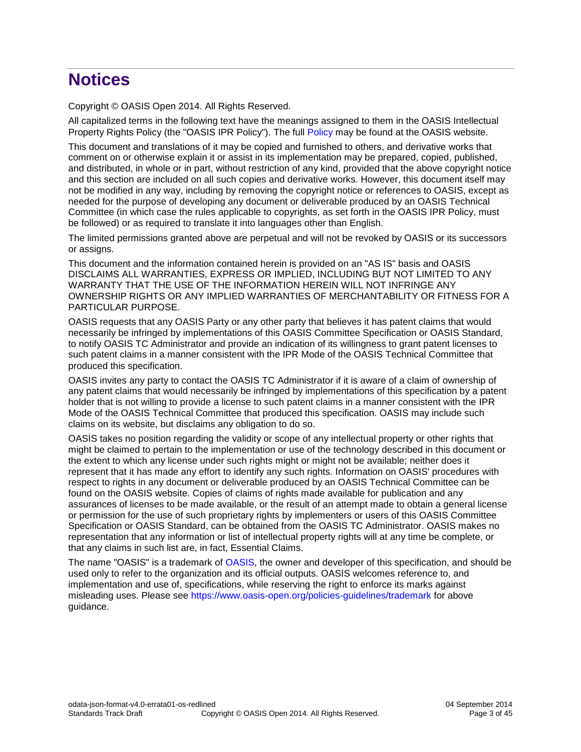# Notices

Copyright © OASIS Open 2014. All Rights Reserved.

All capitalized terms in the following text have the meanings assigned to them in the OASIS Intellectual Property Rights Policy (the "OASIS IPR Policy"). The full Policy may be found at the OASIS website.

This document and translations of it may be copied and furnished to others, and derivative works that comment on or otherwise explain it or assist in its implementation may be prepared, copied, published, and distributed, in whole or in part, without restriction of any kind, provided that the above copyright notice and this section are included on all such copies and derivative works. However, this document itself may not be modified in any way, including by removing the copyright notice or references to OASIS, except as needed for the purpose of developing any document or deliverable produced by an OASIS Technical Committee (in which case the rules applicable to copyrights, as set forth in the OASIS IPR Policy, must be followed) or as required to translate it into languages other than English.

The limited permissions granted above are perpetual and will not be revoked by OASIS or its successors or assigns.

This document and the information contained herein is provided on an "AS IS" basis and OASIS DISCLAIMS ALL WARRANTIES, EXPRESS OR IMPLIED, INCLUDING BUT NOT LIMITED TO ANY WARRANTY THAT THE USE OF THE INFORMATION HEREIN WILL NOT INFRINGE ANY OWNERSHIP RIGHTS OR ANY IMPLIED WARRANTIES OF MERCHANTABILITY OR FITNESS FOR A PARTICULAR PURPOSE.

OASIS requests that any OASIS Party or any other party that believes it has patent claims that would necessarily be infringed by implementations of this OASIS Committee Specification or OASIS Standard, to notify OASIS TC Administrator and provide an indication of its willingness to grant patent licenses to such patent claims in a manner consistent with the IPR Mode of the OASIS Technical Committee that produced this specification.

OASIS invites any party to contact the OASIS TC Administrator if it is aware of a claim of ownership of any patent claims that would necessarily be infringed by implementations of this specification by a patent holder that is not willing to provide a license to such patent claims in a manner consistent with the IPR Mode of the OASIS Technical Committee that produced this specification. OASIS may include such claims on its website, but disclaims any obligation to do so.

OASIS takes no position regarding the validity or scope of any intellectual property or other rights that might be claimed to pertain to the implementation or use of the technology described in this document or the extent to which any license under such rights might or might not be available; neither does it represent that it has made any effort to identify any such rights. Information on OASIS' procedures with respect to rights in any document or deliverable produced by an OASIS Technical Committee can be found on the OASIS website. Copies of claims of rights made available for publication and any assurances of licenses to be made available, or the result of an attempt made to obtain a general license or permission for the use of such proprietary rights by implementers or users of this OASIS Committee Specification or OASIS Standard, can be obtained from the OASIS TC Administrator. OASIS makes no representation that any information or list of intellectual property rights will at any time be complete, or that any claims in such list are, in fact, Essential Claims.

The name "OASIS" is a trademark of OASIS, the owner and developer of this specification, and should be used only to refer to the organization and its official outputs. OASIS welcomes reference to, and implementation and use of, specifications, while reserving the right to enforce its marks against misleading uses. Please see https://www.oasis-open.org/policies-guidelines/trademark for above guidance.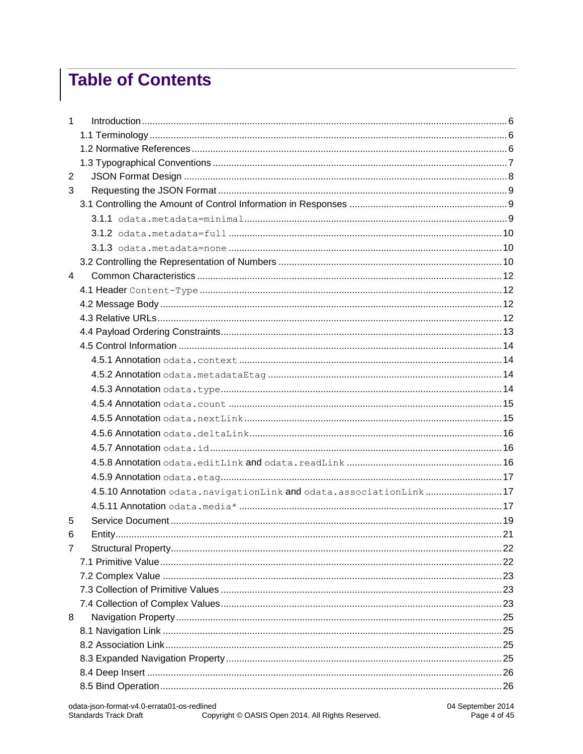# Table of Contents

1 Introduction ... 6
- 1.1 Terminology ... 6
- 1.2 Normative References ... 6
- 1.3 Typographical Conventions ... 7

2 JSON Format Design ... 8

3 Requesting the JSON Format ... 9
- 3.1 Controlling the Amount of Control Information in Responses ... 9
  - 3.1.1 `odata.metadata=minimal` ... 9
  - 3.1.2 `odata.metadata=full` ... 10
  - 3.1.3 `odata.metadata=none` ... 10
- 3.2 Controlling the Representation of Numbers ... 10

4 Common Characteristics ... 12
- 4.1 Header `Content-Type` ... 12
- 4.2 Message Body ... 12
- 4.3 Relative URLs ... 12
- 4.4 Payload Ordering Constraints ... 13
- 4.5 Control Information ... 14
  - 4.5.1 Annotation `odata.context` ... 14
  - 4.5.2 Annotation `odata.metadataEtag` ... 14
  - 4.5.3 Annotation `odata.type` ... 14
  - 4.5.4 Annotation `odata.count` ... 15
  - 4.5.5 Annotation `odata.nextLink` ... 15
  - 4.5.6 Annotation `odata.deltaLink` ... 16
  - 4.5.7 Annotation `odata.id` ... 16
  - 4.5.8 Annotation `odata.editLink` and `odata.readLink` ... 16
  - 4.5.9 Annotation `odata.etag` ... 17
  - 4.5.10 Annotation `odata.navigationLink` and `odata.associationLink` ... 17
  - 4.5.11 Annotation `odata.media*` ... 17

5 Service Document ... 19

6 Entity ... 21

7 Structural Property ... 22
- 7.1 Primitive Value ... 22
- 7.2 Complex Value ... 23
- 7.3 Collection of Primitive Values ... 23
- 7.4 Collection of Complex Values ... 23

8 Navigation Property ... 25
- 8.1 Navigation Link ... 25
- 8.2 Association Link ... 25
- 8.3 Expanded Navigation Property ... 25
- 8.4 Deep Insert ... 26
- 8.5 Bind Operation ... 26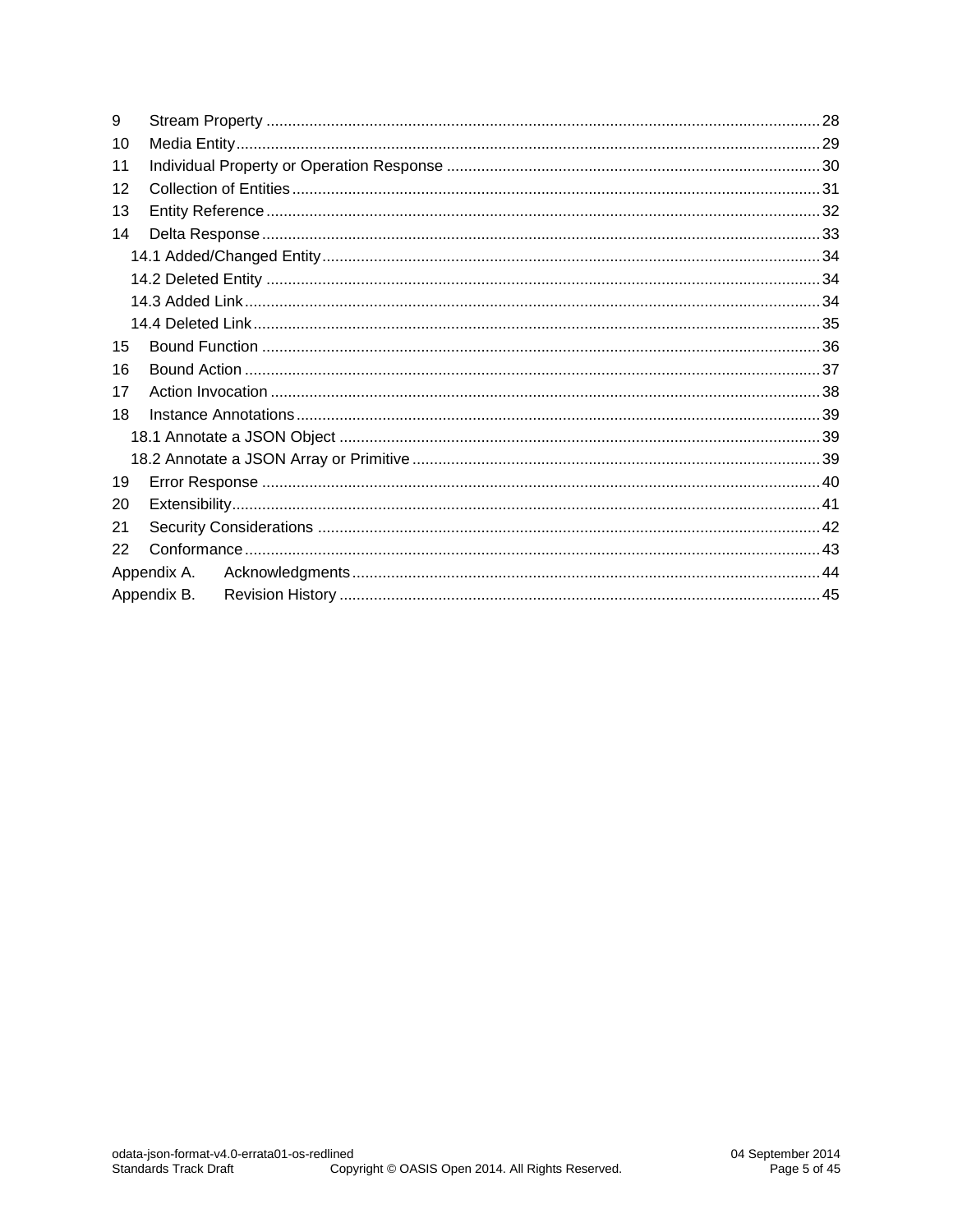9 Stream Property ..... 28
10 Media Entity ..... 29
11 Individual Property or Operation Response ..... 30
12 Collection of Entities ..... 31
13 Entity Reference ..... 32
14 Delta Response ..... 33
 14.1 Added/Changed Entity ..... 34
 14.2 Deleted Entity ..... 34
 14.3 Added Link ..... 34
 14.4 Deleted Link ..... 35
15 Bound Function ..... 36
16 Bound Action ..... 37
17 Action Invocation ..... 38
18 Instance Annotations ..... 39
 18.1 Annotate a JSON Object ..... 39
 18.2 Annotate a JSON Array or Primitive ..... 39
19 Error Response ..... 40
20 Extensibility ..... 41
21 Security Considerations ..... 42
22 Conformance ..... 43
Appendix A. Acknowledgments ..... 44
Appendix B. Revision History ..... 45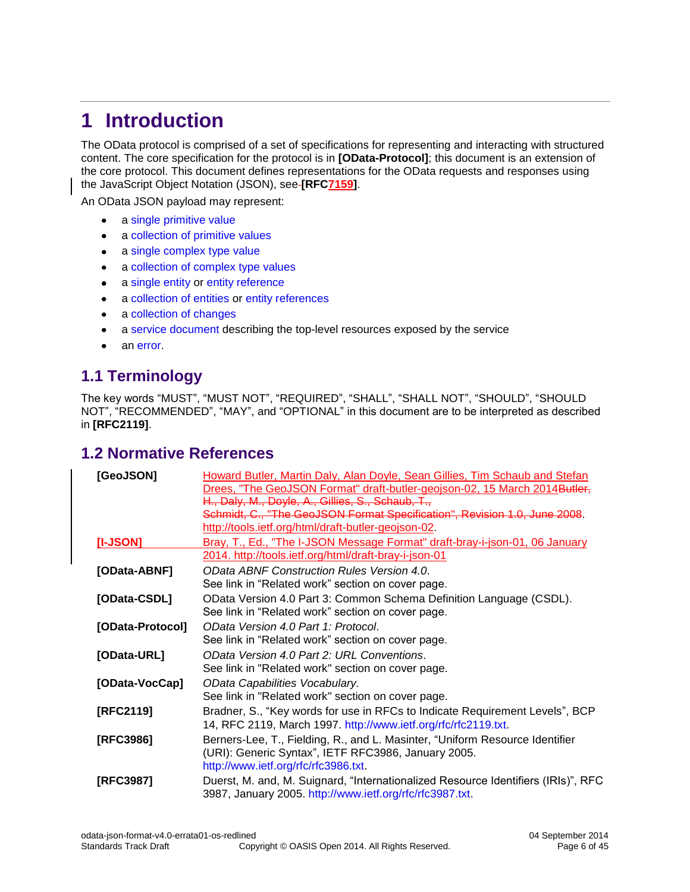# 1 Introduction

The OData protocol is comprised of a set of specifications for representing and interacting with structured content. The core specification for the protocol is in **[OData-Protocol]**; this document is an extension of the core protocol. This document defines representations for the OData requests and responses using the JavaScript Object Notation (JSON), see **[RFC7159]**.

An OData JSON payload may represent:

- a single primitive value
- a collection of primitive values
- a single complex type value
- a collection of complex type values
- a single entity or entity reference
- a collection of entities or entity references
- a collection of changes
- a service document describing the top-level resources exposed by the service
- an error.

## 1.1 Terminology

The key words "MUST", "MUST NOT", "REQUIRED", "SHALL", "SHALL NOT", "SHOULD", "SHOULD NOT", "RECOMMENDED", "MAY", and "OPTIONAL" in this document are to be interpreted as described in **[RFC2119]**.

## 1.2 Normative References

| | |
|---|---|
| **[GeoJSON]** | Howard Butler, Martin Daly, Alan Doyle, Sean Gillies, Tim Schaub and Stefan Drees, "The GeoJSON Format" draft-butler-geojson-02, 15 March 2014~~Butler, H., Daly, M., Doyle, A., Gillies, S., Schaub, T., Schmidt, C., "The GeoJSON Format Specification", Revision 1.0, June 2008~~. http://tools.ietf.org/html/draft-butler-geojson-02. |
| **[I-JSON]** | Bray, T., Ed., "The I-JSON Message Format" draft-bray-i-json-01, 06 January 2014. http://tools.ietf.org/html/draft-bray-i-json-01 |
| **[OData-ABNF]** | *OData ABNF Construction Rules Version 4.0*. See link in "Related work" section on cover page. |
| **[OData-CSDL]** | OData Version 4.0 Part 3: Common Schema Definition Language (CSDL). See link in "Related work" section on cover page. |
| **[OData-Protocol]** | *OData Version 4.0 Part 1: Protocol*. See link in "Related work" section on cover page. |
| **[OData-URL]** | *OData Version 4.0 Part 2: URL Conventions*. See link in "Related work" section on cover page. |
| **[OData-VocCap]** | *OData Capabilities Vocabulary.* See link in "Related work" section on cover page. |
| **[RFC2119]** | Bradner, S., "Key words for use in RFCs to Indicate Requirement Levels", BCP 14, RFC 2119, March 1997. http://www.ietf.org/rfc/rfc2119.txt. |
| **[RFC3986]** | Berners-Lee, T., Fielding, R., and L. Masinter, "Uniform Resource Identifier (URI): Generic Syntax", IETF RFC3986, January 2005. http://www.ietf.org/rfc/rfc3986.txt. |
| **[RFC3987]** | Duerst, M. and, M. Suignard, "Internationalized Resource Identifiers (IRIs)", RFC 3987, January 2005. http://www.ietf.org/rfc/rfc3987.txt. |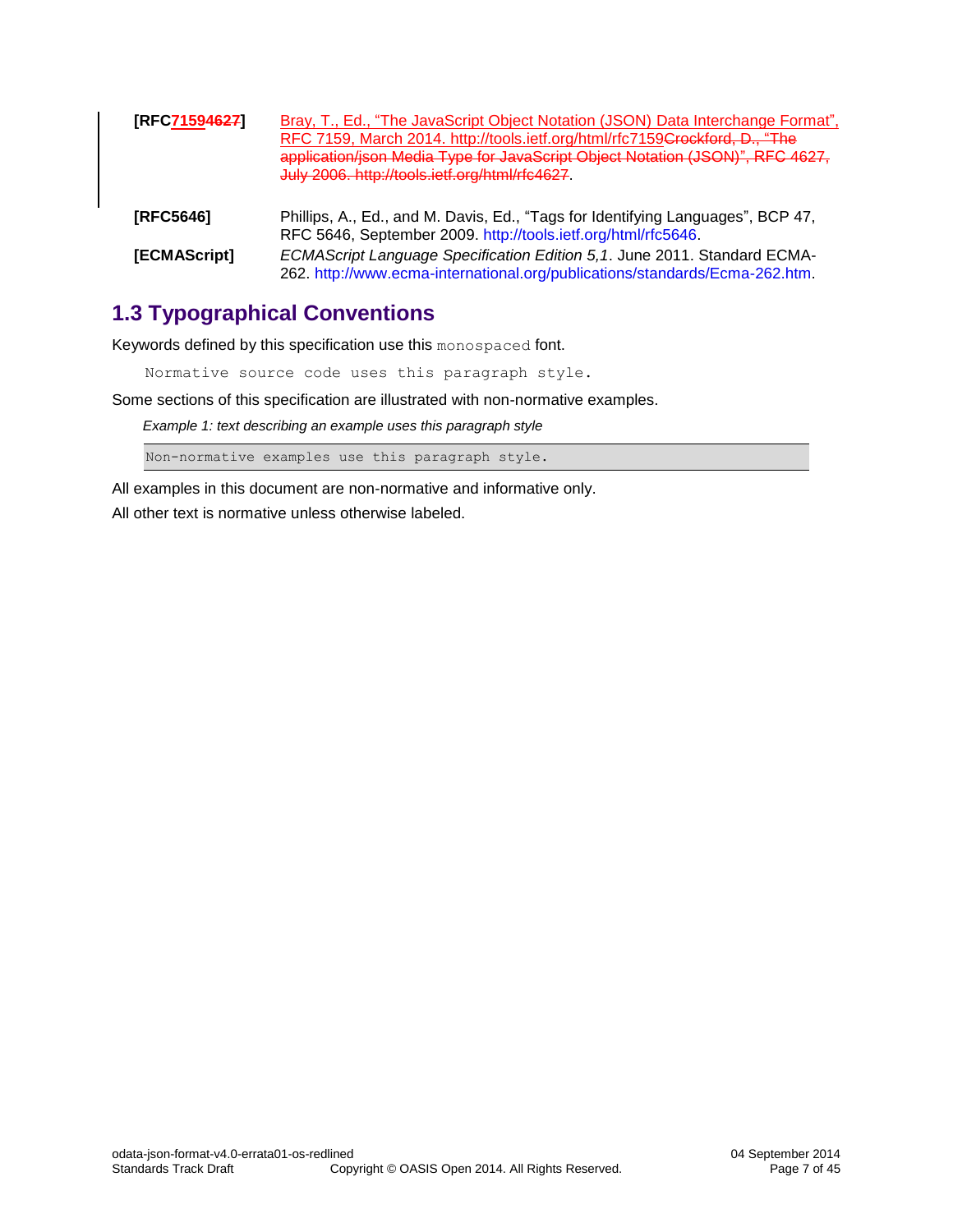**[RFC71594627]** Bray, T., Ed., "The JavaScript Object Notation (JSON) Data Interchange Format", RFC 7159, March 2014. http://tools.ietf.org/html/rfc7159Crockford, D., "The application/json Media Type for JavaScript Object Notation (JSON)", RFC 4627, July 2006. http://tools.ietf.org/html/rfc4627.

**[RFC5646]** Phillips, A., Ed., and M. Davis, Ed., "Tags for Identifying Languages", BCP 47, RFC 5646, September 2009. http://tools.ietf.org/html/rfc5646.

**[ECMAScript]** *ECMAScript Language Specification Edition 5,1*. June 2011. Standard ECMA-262. http://www.ecma-international.org/publications/standards/Ecma-262.htm.

## 1.3 Typographical Conventions

Keywords defined by this specification use this `monospaced` font.

```
Normative source code uses this paragraph style.
```

Some sections of this specification are illustrated with non-normative examples.

*Example 1: text describing an example uses this paragraph style*

```
Non-normative examples use this paragraph style.
```

All examples in this document are non-normative and informative only.

All other text is normative unless otherwise labeled.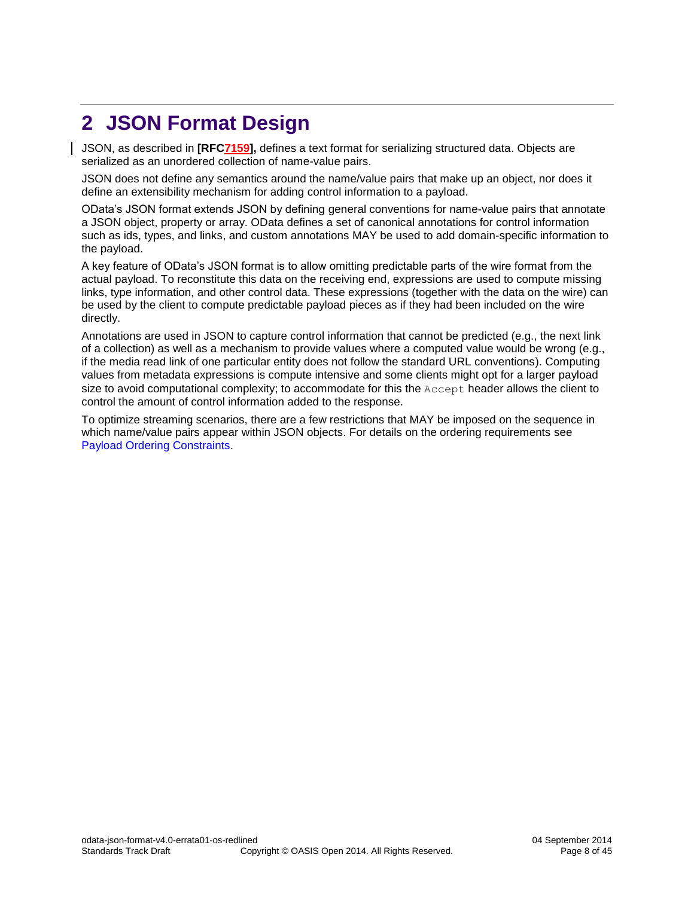# 2 JSON Format Design

JSON, as described in **[RFC7159],** defines a text format for serializing structured data. Objects are serialized as an unordered collection of name-value pairs.

JSON does not define any semantics around the name/value pairs that make up an object, nor does it define an extensibility mechanism for adding control information to a payload.

OData's JSON format extends JSON by defining general conventions for name-value pairs that annotate a JSON object, property or array. OData defines a set of canonical annotations for control information such as ids, types, and links, and custom annotations MAY be used to add domain-specific information to the payload.

A key feature of OData's JSON format is to allow omitting predictable parts of the wire format from the actual payload. To reconstitute this data on the receiving end, expressions are used to compute missing links, type information, and other control data. These expressions (together with the data on the wire) can be used by the client to compute predictable payload pieces as if they had been included on the wire directly.

Annotations are used in JSON to capture control information that cannot be predicted (e.g., the next link of a collection) as well as a mechanism to provide values where a computed value would be wrong (e.g., if the media read link of one particular entity does not follow the standard URL conventions). Computing values from metadata expressions is compute intensive and some clients might opt for a larger payload size to avoid computational complexity; to accommodate for this the `Accept` header allows the client to control the amount of control information added to the response.

To optimize streaming scenarios, there are a few restrictions that MAY be imposed on the sequence in which name/value pairs appear within JSON objects. For details on the ordering requirements see Payload Ordering Constraints.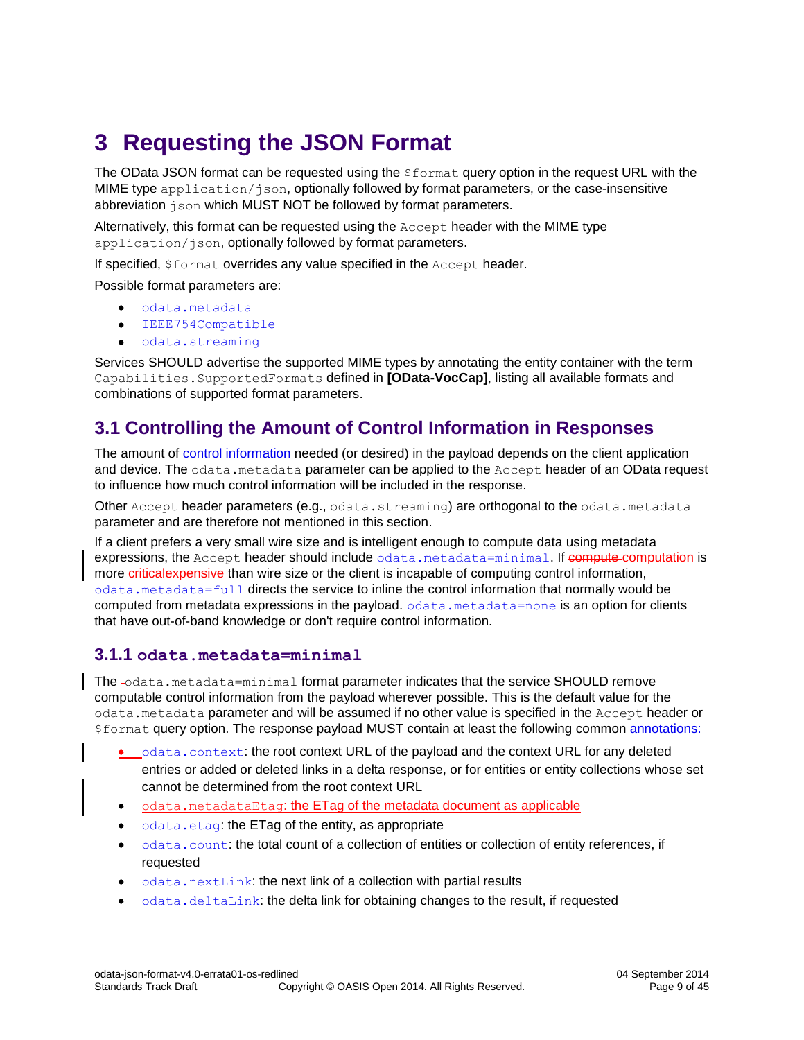# 3 Requesting the JSON Format

The OData JSON format can be requested using the `$format` query option in the request URL with the MIME type `application/json`, optionally followed by format parameters, or the case-insensitive abbreviation `json` which MUST NOT be followed by format parameters.

Alternatively, this format can be requested using the `Accept` header with the MIME type `application/json`, optionally followed by format parameters.

If specified, `$format` overrides any value specified in the `Accept` header.

Possible format parameters are:

- `odata.metadata`
- `IEEE754Compatible`
- `odata.streaming`

Services SHOULD advertise the supported MIME types by annotating the entity container with the term `Capabilities.SupportedFormats` defined in **[OData-VocCap]**, listing all available formats and combinations of supported format parameters.

## 3.1 Controlling the Amount of Control Information in Responses

The amount of control information needed (or desired) in the payload depends on the client application and device. The `odata.metadata` parameter can be applied to the `Accept` header of an OData request to influence how much control information will be included in the response.

Other `Accept` header parameters (e.g., `odata.streaming`) are orthogonal to the `odata.metadata` parameter and are therefore not mentioned in this section.

If a client prefers a very small wire size and is intelligent enough to compute data using metadata expressions, the `Accept` header should include `odata.metadata=minimal`. If ~~compute~~ computation is more critical~~expensive~~ than wire size or the client is incapable of computing control information, `odata.metadata=full` directs the service to inline the control information that normally would be computed from metadata expressions in the payload. `odata.metadata=none` is an option for clients that have out-of-band knowledge or don't require control information.

### 3.1.1 `odata.metadata=minimal`

The `odata.metadata=minimal` format parameter indicates that the service SHOULD remove computable control information from the payload wherever possible. This is the default value for the `odata.metadata` parameter and will be assumed if no other value is specified in the `Accept` header or `$format` query option. The response payload MUST contain at least the following common annotations:

- `odata.context`: the root context URL of the payload and the context URL for any deleted entries or added or deleted links in a delta response, or for entities or entity collections whose set cannot be determined from the root context URL
- `odata.metadataEtag`: the ETag of the metadata document as applicable
- `odata.etag`: the ETag of the entity, as appropriate
- `odata.count`: the total count of a collection of entities or collection of entity references, if requested
- `odata.nextLink`: the next link of a collection with partial results
- `odata.deltaLink`: the delta link for obtaining changes to the result, if requested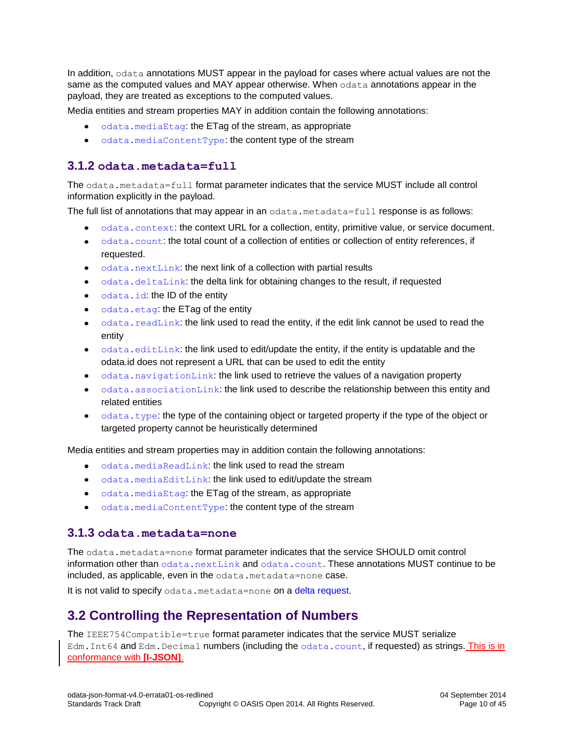In addition, `odata` annotations MUST appear in the payload for cases where actual values are not the same as the computed values and MAY appear otherwise. When `odata` annotations appear in the payload, they are treated as exceptions to the computed values.

Media entities and stream properties MAY in addition contain the following annotations:

- `odata.mediaEtag`: the ETag of the stream, as appropriate
- `odata.mediaContentType`: the content type of the stream

### 3.1.2 odata.metadata=full

The `odata.metadata=full` format parameter indicates that the service MUST include all control information explicitly in the payload.

The full list of annotations that may appear in an `odata.metadata=full` response is as follows:

- `odata.context`: the context URL for a collection, entity, primitive value, or service document.
- `odata.count`: the total count of a collection of entities or collection of entity references, if requested.
- `odata.nextLink`: the next link of a collection with partial results
- `odata.deltaLink`: the delta link for obtaining changes to the result, if requested
- `odata.id`: the ID of the entity
- `odata.etag`: the ETag of the entity
- `odata.readLink`: the link used to read the entity, if the edit link cannot be used to read the entity
- `odata.editLink`: the link used to edit/update the entity, if the entity is updatable and the odata.id does not represent a URL that can be used to edit the entity
- `odata.navigationLink`: the link used to retrieve the values of a navigation property
- `odata.associationLink`: the link used to describe the relationship between this entity and related entities
- `odata.type`: the type of the containing object or targeted property if the type of the object or targeted property cannot be heuristically determined

Media entities and stream properties may in addition contain the following annotations:

- `odata.mediaReadLink`: the link used to read the stream
- `odata.mediaEditLink`: the link used to edit/update the stream
- `odata.mediaEtag`: the ETag of the stream, as appropriate
- `odata.mediaContentType`: the content type of the stream

### 3.1.3 odata.metadata=none

The `odata.metadata=none` format parameter indicates that the service SHOULD omit control information other than `odata.nextLink` and `odata.count`. These annotations MUST continue to be included, as applicable, even in the `odata.metadata=none` case.

It is not valid to specify `odata.metadata=none` on a delta request.

## 3.2 Controlling the Representation of Numbers

The `IEEE754Compatible=true` format parameter indicates that the service MUST serialize `Edm.Int64` and `Edm.Decimal` numbers (including the `odata.count`, if requested) as strings. This is in conformance with **[I-JSON]**.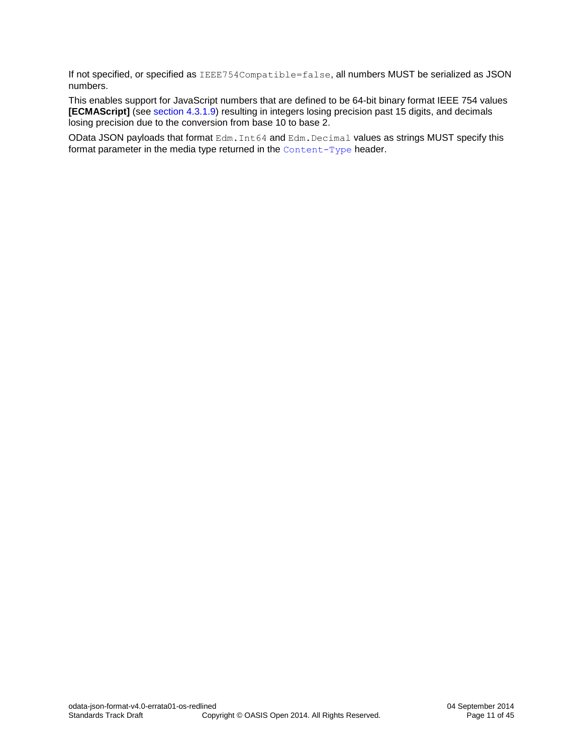If not specified, or specified as `IEEE754Compatible=false`, all numbers MUST be serialized as JSON numbers.

This enables support for JavaScript numbers that are defined to be 64-bit binary format IEEE 754 values **[ECMAScript]** (see section 4.3.1.9) resulting in integers losing precision past 15 digits, and decimals losing precision due to the conversion from base 10 to base 2.

OData JSON payloads that format `Edm.Int64` and `Edm.Decimal` values as strings MUST specify this format parameter in the media type returned in the `Content-Type` header.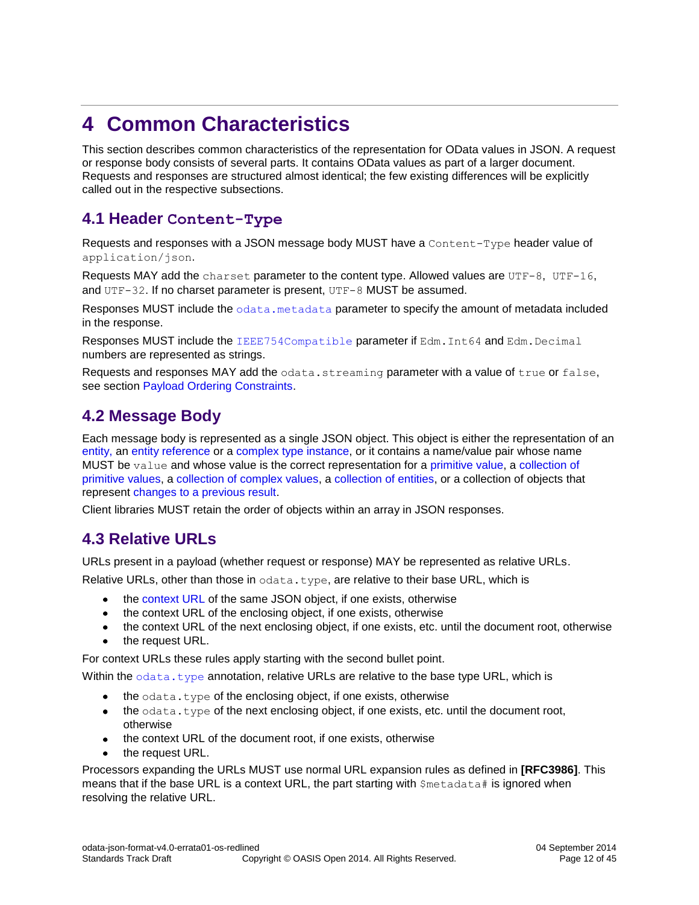# 4 Common Characteristics

This section describes common characteristics of the representation for OData values in JSON. A request or response body consists of several parts. It contains OData values as part of a larger document. Requests and responses are structured almost identical; the few existing differences will be explicitly called out in the respective subsections.

## 4.1 Header `Content-Type`

Requests and responses with a JSON message body MUST have a `Content-Type` header value of `application/json`.

Requests MAY add the `charset` parameter to the content type. Allowed values are `UTF-8`, `UTF-16`, and `UTF-32`. If no charset parameter is present, `UTF-8` MUST be assumed.

Responses MUST include the `odata.metadata` parameter to specify the amount of metadata included in the response.

Responses MUST include the `IEEE754Compatible` parameter if `Edm.Int64` and `Edm.Decimal` numbers are represented as strings.

Requests and responses MAY add the `odata.streaming` parameter with a value of `true` or `false`, see section Payload Ordering Constraints.

## 4.2 Message Body

Each message body is represented as a single JSON object. This object is either the representation of an entity, an entity reference or a complex type instance, or it contains a name/value pair whose name MUST be `value` and whose value is the correct representation for a primitive value, a collection of primitive values, a collection of complex values, a collection of entities, or a collection of objects that represent changes to a previous result.

Client libraries MUST retain the order of objects within an array in JSON responses.

## 4.3 Relative URLs

URLs present in a payload (whether request or response) MAY be represented as relative URLs.

Relative URLs, other than those in `odata.type`, are relative to their base URL, which is

- the context URL of the same JSON object, if one exists, otherwise
- the context URL of the enclosing object, if one exists, otherwise
- the context URL of the next enclosing object, if one exists, etc. until the document root, otherwise
- the request URL.

For context URLs these rules apply starting with the second bullet point.

Within the `odata.type` annotation, relative URLs are relative to the base type URL, which is

- the `odata.type` of the enclosing object, if one exists, otherwise
- the `odata.type` of the next enclosing object, if one exists, etc. until the document root, otherwise
- the context URL of the document root, if one exists, otherwise
- the request URL.

Processors expanding the URLs MUST use normal URL expansion rules as defined in **[RFC3986]**. This means that if the base URL is a context URL, the part starting with `$metadata#` is ignored when resolving the relative URL.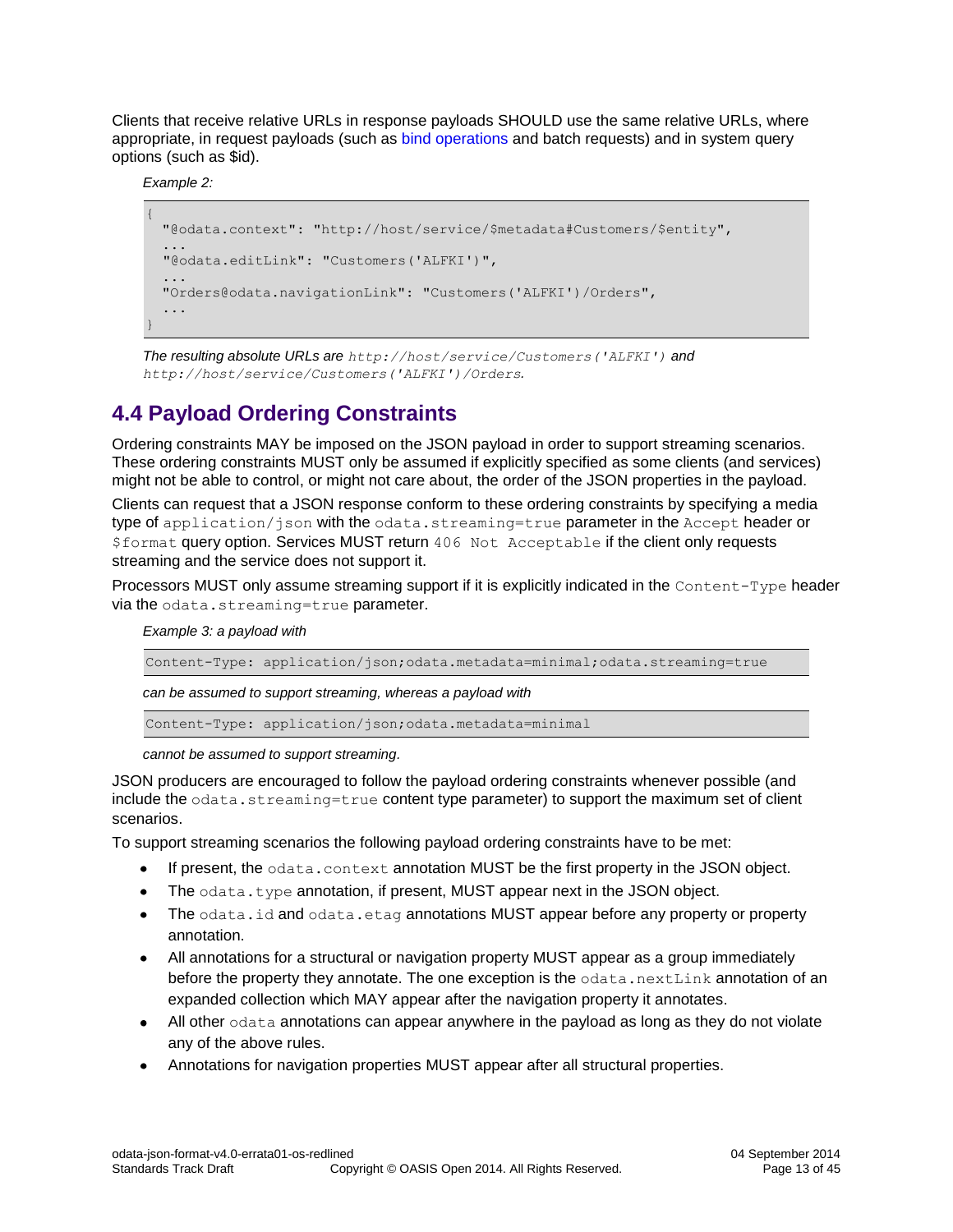Clients that receive relative URLs in response payloads SHOULD use the same relative URLs, where appropriate, in request payloads (such as bind operations and batch requests) and in system query options (such as $id).

*Example 2:*

```
{
  "@odata.context": "http://host/service/$metadata#Customers/$entity",
  ...
  "@odata.editLink": "Customers('ALFKI')",
  ...
  "Orders@odata.navigationLink": "Customers('ALFKI')/Orders",
  ...
}
```

*The resulting absolute URLs are `http://host/service/Customers('ALFKI')` and `http://host/service/Customers('ALFKI')/Orders`.*

## 4.4 Payload Ordering Constraints

Ordering constraints MAY be imposed on the JSON payload in order to support streaming scenarios. These ordering constraints MUST only be assumed if explicitly specified as some clients (and services) might not be able to control, or might not care about, the order of the JSON properties in the payload.

Clients can request that a JSON response conform to these ordering constraints by specifying a media type of `application/json` with the `odata.streaming=true` parameter in the `Accept` header or `$format` query option. Services MUST return `406 Not Acceptable` if the client only requests streaming and the service does not support it.

Processors MUST only assume streaming support if it is explicitly indicated in the `Content-Type` header via the `odata.streaming=true` parameter.

*Example 3: a payload with*

```
Content-Type: application/json;odata.metadata=minimal;odata.streaming=true
```

*can be assumed to support streaming, whereas a payload with*

```
Content-Type: application/json;odata.metadata=minimal
```

*cannot be assumed to support streaming.*

JSON producers are encouraged to follow the payload ordering constraints whenever possible (and include the `odata.streaming=true` content type parameter) to support the maximum set of client scenarios.

To support streaming scenarios the following payload ordering constraints have to be met:

- If present, the `odata.context` annotation MUST be the first property in the JSON object.
- The `odata.type` annotation, if present, MUST appear next in the JSON object.
- The `odata.id` and `odata.etag` annotations MUST appear before any property or property annotation.
- All annotations for a structural or navigation property MUST appear as a group immediately before the property they annotate. The one exception is the `odata.nextLink` annotation of an expanded collection which MAY appear after the navigation property it annotates.
- All other `odata` annotations can appear anywhere in the payload as long as they do not violate any of the above rules.
- Annotations for navigation properties MUST appear after all structural properties.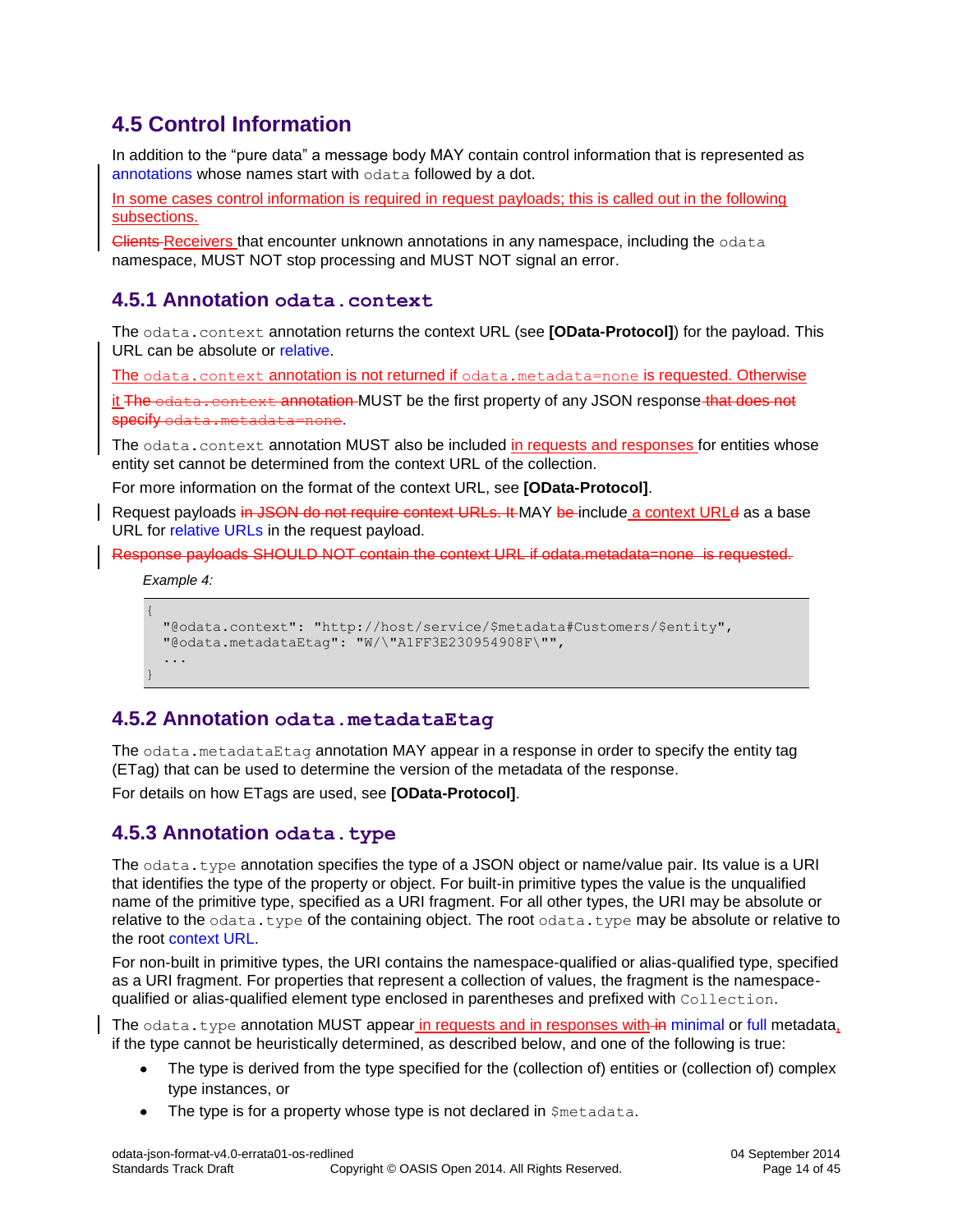## 4.5 Control Information

In addition to the “pure data” a message body MAY contain control information that is represented as annotations whose names start with `odata` followed by a dot.

In some cases control information is required in request payloads; this is called out in the following subsections.

~~Clients~~ Receivers that encounter unknown annotations in any namespace, including the `odata` namespace, MUST NOT stop processing and MUST NOT signal an error.

### 4.5.1 Annotation `odata.context`

The `odata.context` annotation returns the context URL (see **[OData-Protocol]**) for the payload. This URL can be absolute or relative.

The `odata.context` annotation is not returned if `odata.metadata=none` is requested. Otherwise it ~~The `odata.context` annotation~~ MUST be the first property of any JSON response ~~that does not specify `odata.metadata=none`~~.

The `odata.context` annotation MUST also be included in requests and responses for entities whose entity set cannot be determined from the context URL of the collection.

For more information on the format of the context URL, see **[OData-Protocol]**.

Request payloads ~~in JSON do not require context URLs. It~~ MAY ~~be~~ include a context URL~~d~~ as a base URL for relative URLs in the request payload.

~~Response payloads SHOULD NOT contain the context URL if odata.metadata=none is requested.~~

*Example 4:*

```
{
  "@odata.context": "http://host/service/$metadata#Customers/$entity",
  "@odata.metadataEtag": "W/\"A1FF3E230954908F\"",
  ...
}
```

### 4.5.2 Annotation `odata.metadataEtag`

The `odata.metadataEtag` annotation MAY appear in a response in order to specify the entity tag (ETag) that can be used to determine the version of the metadata of the response.

For details on how ETags are used, see **[OData-Protocol]**.

### 4.5.3 Annotation `odata.type`

The `odata.type` annotation specifies the type of a JSON object or name/value pair. Its value is a URI that identifies the type of the property or object. For built-in primitive types the value is the unqualified name of the primitive type, specified as a URI fragment. For all other types, the URI may be absolute or relative to the `odata.type` of the containing object. The root `odata.type` may be absolute or relative to the root context URL.

For non-built in primitive types, the URI contains the namespace-qualified or alias-qualified type, specified as a URI fragment. For properties that represent a collection of values, the fragment is the namespace-qualified or alias-qualified element type enclosed in parentheses and prefixed with `Collection`.

The `odata.type` annotation MUST appear in requests and in responses with ~~in~~ minimal or full metadata, if the type cannot be heuristically determined, as described below, and one of the following is true:

- The type is derived from the type specified for the (collection of) entities or (collection of) complex type instances, or
- The type is for a property whose type is not declared in `$metadata`.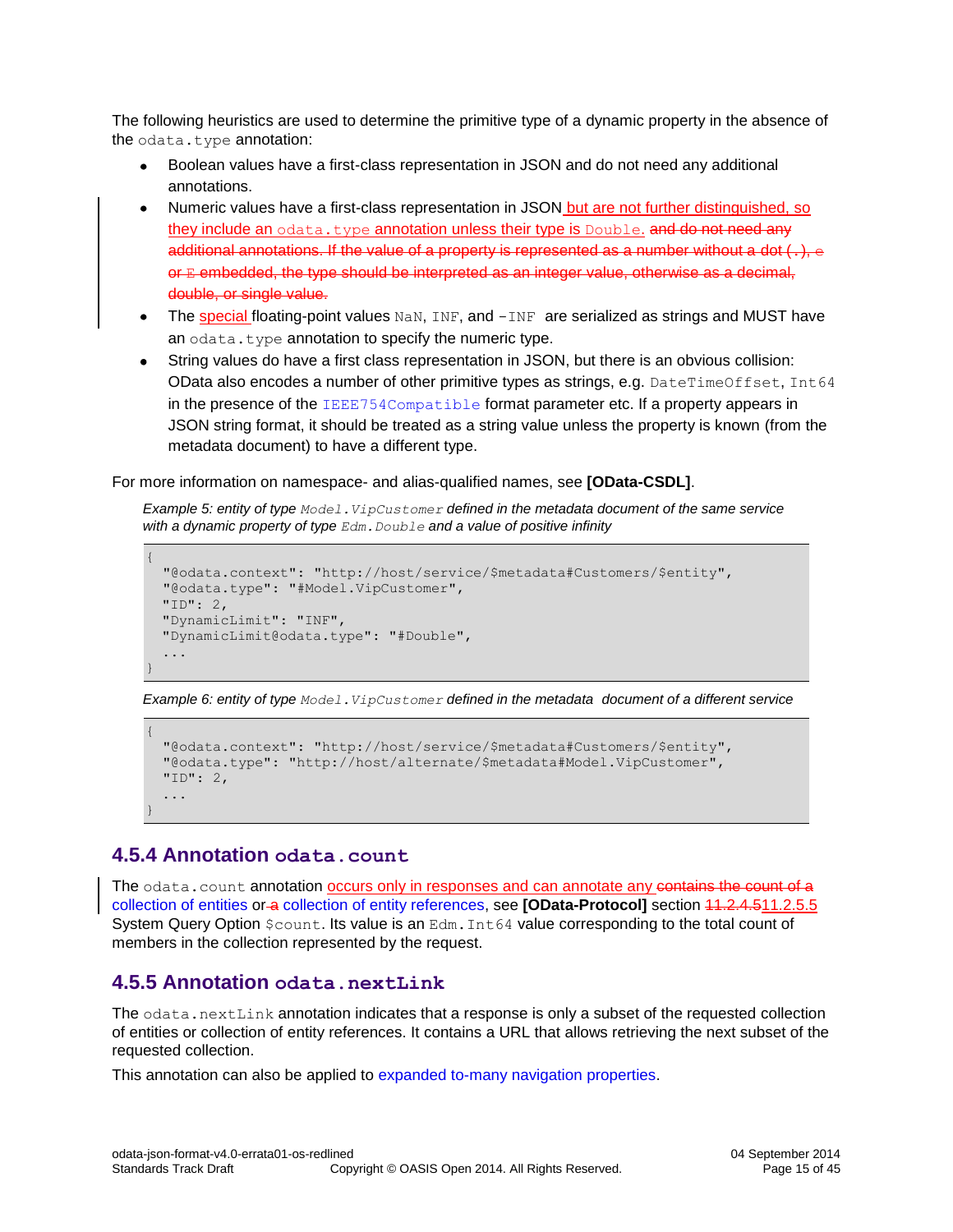The following heuristics are used to determine the primitive type of a dynamic property in the absence of the `odata.type` annotation:

- Boolean values have a first-class representation in JSON and do not need any additional annotations.
- Numeric values have a first-class representation in JSON but are not further distinguished, so they include an `odata.type` annotation unless their type is `Double`. ~~and do not need any additional annotations. If the value of a property is represented as a number without a dot (`.`), `e` or `E` embedded, the type should be interpreted as an integer value, otherwise as a decimal, double, or single value.~~
- The special floating-point values `NaN`, `INF`, and `-INF` are serialized as strings and MUST have an `odata.type` annotation to specify the numeric type.
- String values do have a first class representation in JSON, but there is an obvious collision: OData also encodes a number of other primitive types as strings, e.g. `DateTimeOffset`, `Int64` in the presence of the `IEEE754Compatible` format parameter etc. If a property appears in JSON string format, it should be treated as a string value unless the property is known (from the metadata document) to have a different type.

For more information on namespace- and alias-qualified names, see **[OData-CSDL]**.

*Example 5: entity of type `Model.VipCustomer` defined in the metadata document of the same service with a dynamic property of type `Edm.Double` and a value of positive infinity*

```
{
  "@odata.context": "http://host/service/$metadata#Customers/$entity",
  "@odata.type": "#Model.VipCustomer",
  "ID": 2,
  "DynamicLimit": "INF",
  "DynamicLimit@odata.type": "#Double",
  ...
}
```

*Example 6: entity of type `Model.VipCustomer` defined in the metadata document of a different service*

```
{
  "@odata.context": "http://host/service/$metadata#Customers/$entity",
  "@odata.type": "http://host/alternate/$metadata#Model.VipCustomer",
  "ID": 2,
  ...
}
```

### 4.5.4 Annotation `odata.count`

The `odata.count` annotation occurs only in responses and can annotate any ~~contains the count of a~~ collection of entities or ~~a~~ collection of entity references, see **[OData-Protocol]** section ~~11.2.4.5~~11.2.5.5 System Query Option `$count`. Its value is an `Edm.Int64` value corresponding to the total count of members in the collection represented by the request.

### 4.5.5 Annotation `odata.nextLink`

The `odata.nextLink` annotation indicates that a response is only a subset of the requested collection of entities or collection of entity references. It contains a URL that allows retrieving the next subset of the requested collection.

This annotation can also be applied to expanded to-many navigation properties.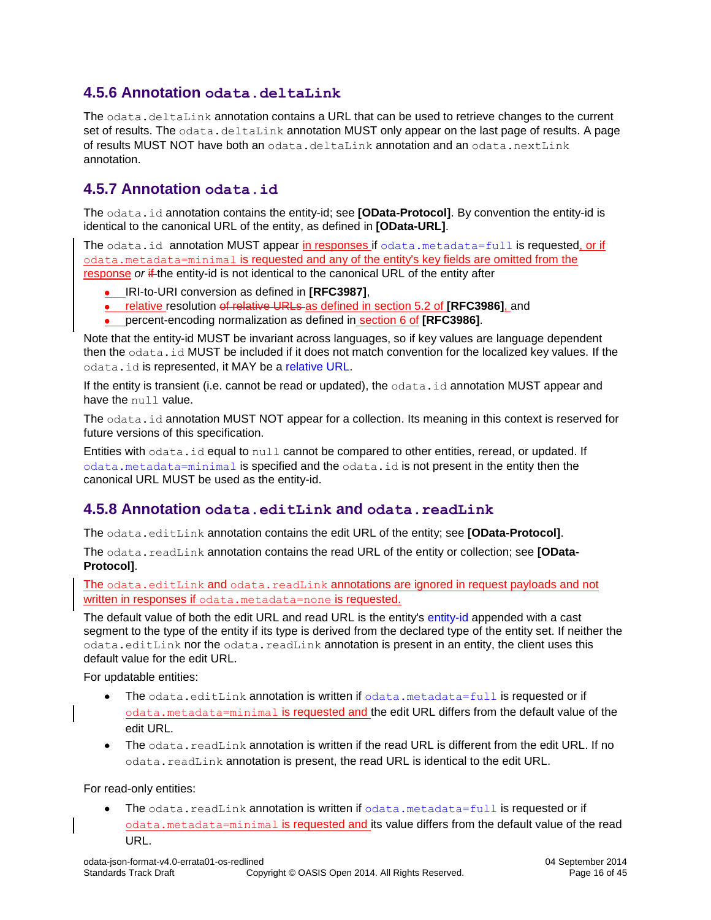### 4.5.6 Annotation `odata.deltaLink`

The `odata.deltaLink` annotation contains a URL that can be used to retrieve changes to the current set of results. The `odata.deltaLink` annotation MUST only appear on the last page of results. A page of results MUST NOT have both an `odata.deltaLink` annotation and an `odata.nextLink` annotation.

### 4.5.7 Annotation `odata.id`

The `odata.id` annotation contains the entity-id; see **[OData-Protocol]**. By convention the entity-id is identical to the canonical URL of the entity, as defined in **[OData-URL]**.

The `odata.id` annotation MUST appear in responses if `odata.metadata=full` is requested, or if `odata.metadata=minimal` is requested and any of the entity's key fields are omitted from the response *or* ~~if~~ the entity-id is not identical to the canonical URL of the entity after

- IRI-to-URI conversion as defined in **[RFC3987]**,
- relative resolution ~~of relative URLs~~ as defined in section 5.2 of **[RFC3986]**, and
- percent-encoding normalization as defined in section 6 of **[RFC3986]**.

Note that the entity-id MUST be invariant across languages, so if key values are language dependent then the `odata.id` MUST be included if it does not match convention for the localized key values. If the `odata.id` is represented, it MAY be a relative URL.

If the entity is transient (i.e. cannot be read or updated), the `odata.id` annotation MUST appear and have the `null` value.

The `odata.id` annotation MUST NOT appear for a collection. Its meaning in this context is reserved for future versions of this specification.

Entities with `odata.id` equal to `null` cannot be compared to other entities, reread, or updated. If `odata.metadata=minimal` is specified and the `odata.id` is not present in the entity then the canonical URL MUST be used as the entity-id.

### 4.5.8 Annotation `odata.editLink` and `odata.readLink`

The `odata.editLink` annotation contains the edit URL of the entity; see **[OData-Protocol]**.

The `odata.readLink` annotation contains the read URL of the entity or collection; see **[OData-Protocol]**.

The `odata.editLink` and `odata.readLink` annotations are ignored in request payloads and not written in responses if `odata.metadata=none` is requested.

The default value of both the edit URL and read URL is the entity's entity-id appended with a cast segment to the type of the entity if its type is derived from the declared type of the entity set. If neither the `odata.editLink` nor the `odata.readLink` annotation is present in an entity, the client uses this default value for the edit URL.

For updatable entities:

- The `odata.editLink` annotation is written if `odata.metadata=full` is requested or if `odata.metadata=minimal` is requested and the edit URL differs from the default value of the edit URL.
- The `odata.readLink` annotation is written if the read URL is different from the edit URL. If no `odata.readLink` annotation is present, the read URL is identical to the edit URL.

For read-only entities:

- The `odata.readLink` annotation is written if `odata.metadata=full` is requested or if `odata.metadata=minimal` is requested and its value differs from the default value of the read URL.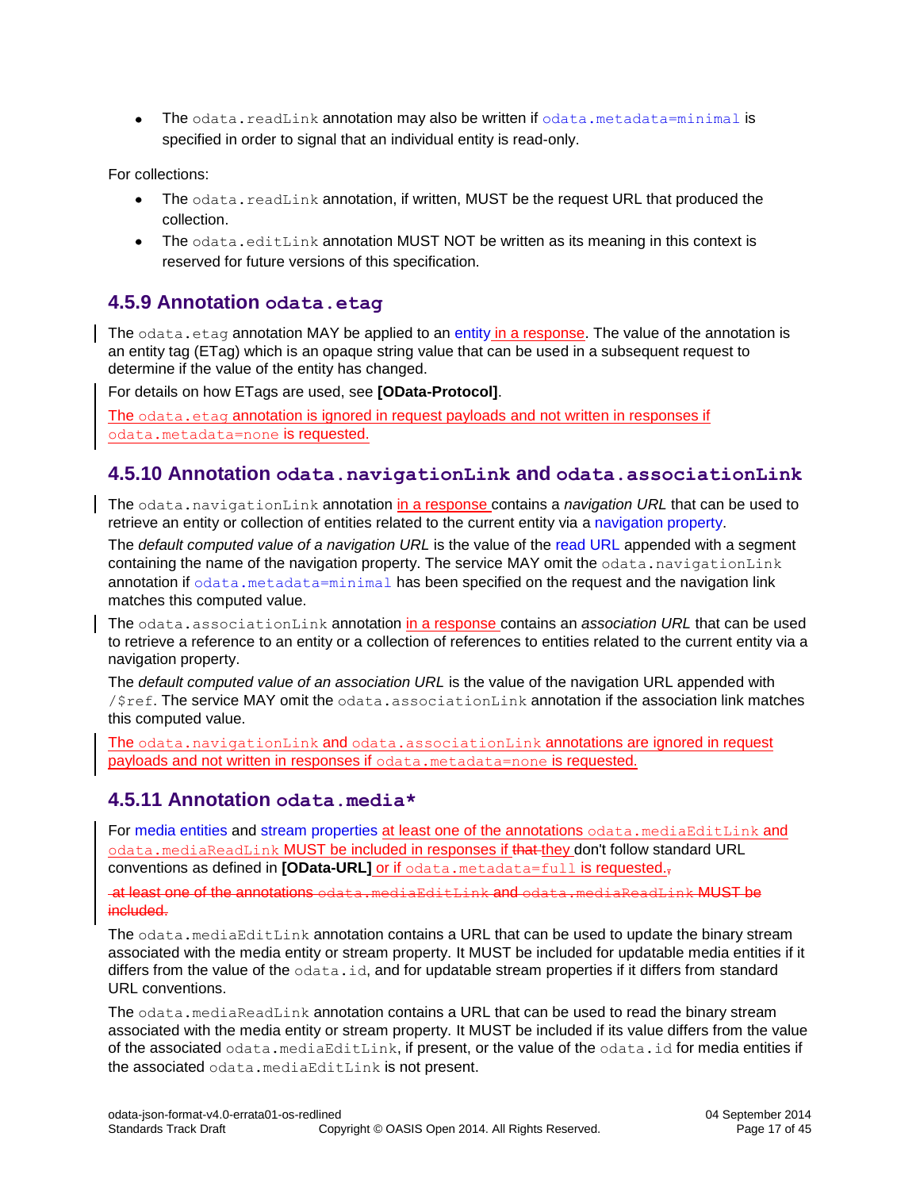- The `odata.readLink` annotation may also be written if `odata.metadata=minimal` is specified in order to signal that an individual entity is read-only.

For collections:

- The `odata.readLink` annotation, if written, MUST be the request URL that produced the collection.
- The `odata.editLink` annotation MUST NOT be written as its meaning in this context is reserved for future versions of this specification.

### 4.5.9 Annotation `odata.etag`

The `odata.etag` annotation MAY be applied to an entity in a response. The value of the annotation is an entity tag (ETag) which is an opaque string value that can be used in a subsequent request to determine if the value of the entity has changed.

For details on how ETags are used, see **[OData-Protocol]**.

The `odata.etag` annotation is ignored in request payloads and not written in responses if `odata.metadata=none` is requested.

### 4.5.10 Annotation `odata.navigationLink` and `odata.associationLink`

The `odata.navigationLink` annotation in a response contains a *navigation URL* that can be used to retrieve an entity or collection of entities related to the current entity via a navigation property.

The *default computed value of a navigation URL* is the value of the read URL appended with a segment containing the name of the navigation property. The service MAY omit the `odata.navigationLink` annotation if `odata.metadata=minimal` has been specified on the request and the navigation link matches this computed value.

The `odata.associationLink` annotation in a response contains an *association URL* that can be used to retrieve a reference to an entity or a collection of references to entities related to the current entity via a navigation property.

The *default computed value of an association URL* is the value of the navigation URL appended with `/$ref`. The service MAY omit the `odata.associationLink` annotation if the association link matches this computed value.

The `odata.navigationLink` and `odata.associationLink` annotations are ignored in request payloads and not written in responses if `odata.metadata=none` is requested.

### 4.5.11 Annotation `odata.media*`

For media entities and stream properties at least one of the annotations `odata.mediaEditLink` and `odata.mediaReadLink` MUST be included in responses if ~~that~~ they don't follow standard URL conventions as defined in **[OData-URL]** or if `odata.metadata=full` is requested.~~,~~

~~at least one of the annotations `odata.mediaEditLink` and `odata.mediaReadLink` MUST be included.~~

The `odata.mediaEditLink` annotation contains a URL that can be used to update the binary stream associated with the media entity or stream property. It MUST be included for updatable media entities if it differs from the value of the `odata.id`, and for updatable stream properties if it differs from standard URL conventions.

The `odata.mediaReadLink` annotation contains a URL that can be used to read the binary stream associated with the media entity or stream property. It MUST be included if its value differs from the value of the associated `odata.mediaEditLink`, if present, or the value of the `odata.id` for media entities if the associated `odata.mediaEditLink` is not present.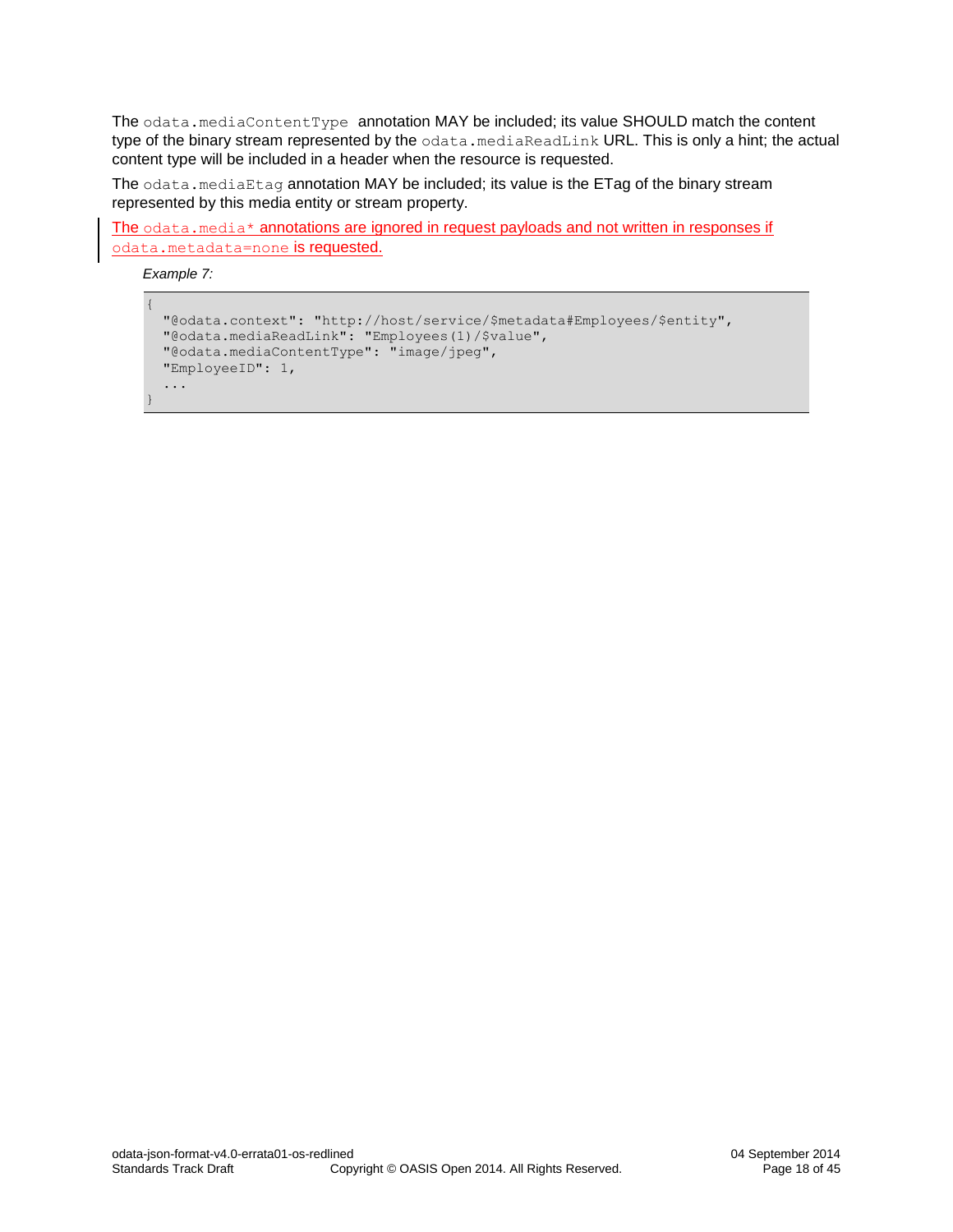The `odata.mediaContentType` annotation MAY be included; its value SHOULD match the content type of the binary stream represented by the `odata.mediaReadLink` URL. This is only a hint; the actual content type will be included in a header when the resource is requested.

The `odata.mediaEtag` annotation MAY be included; its value is the ETag of the binary stream represented by this media entity or stream property.

The `odata.media*` annotations are ignored in request payloads and not written in responses if `odata.metadata=none` is requested.

*Example 7:*

```
{
  "@odata.context": "http://host/service/$metadata#Employees/$entity",
  "@odata.mediaReadLink": "Employees(1)/$value",
  "@odata.mediaContentType": "image/jpeg",
  "EmployeeID": 1,
  ...
}
```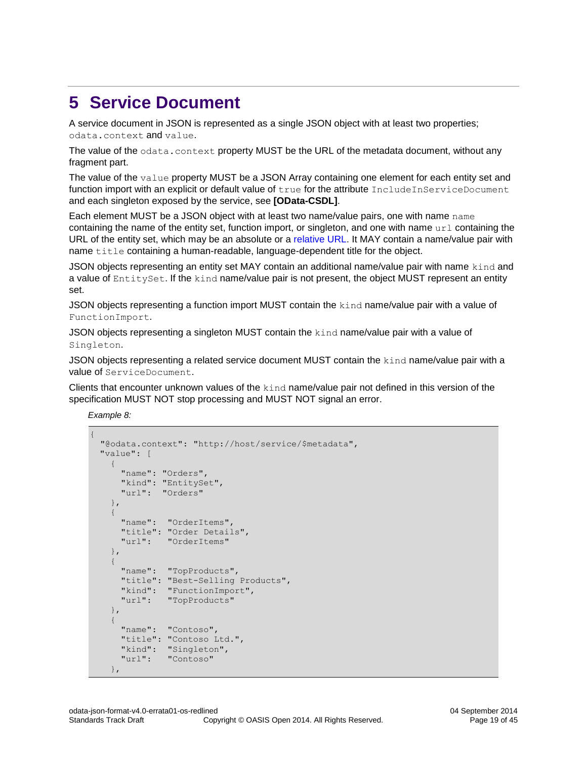# 5 Service Document

A service document in JSON is represented as a single JSON object with at least two properties; `odata.context` and `value`.

The value of the `odata.context` property MUST be the URL of the metadata document, without any fragment part.

The value of the `value` property MUST be a JSON Array containing one element for each entity set and function import with an explicit or default value of `true` for the attribute `IncludeInServiceDocument` and each singleton exposed by the service, see **[OData-CSDL]**.

Each element MUST be a JSON object with at least two name/value pairs, one with name `name` containing the name of the entity set, function import, or singleton, and one with name `url` containing the URL of the entity set, which may be an absolute or a relative URL. It MAY contain a name/value pair with name `title` containing a human-readable, language-dependent title for the object.

JSON objects representing an entity set MAY contain an additional name/value pair with name `kind` and a value of `EntitySet`. If the `kind` name/value pair is not present, the object MUST represent an entity set.

JSON objects representing a function import MUST contain the `kind` name/value pair with a value of `FunctionImport`.

JSON objects representing a singleton MUST contain the `kind` name/value pair with a value of `Singleton`.

JSON objects representing a related service document MUST contain the `kind` name/value pair with a value of `ServiceDocument`.

Clients that encounter unknown values of the `kind` name/value pair not defined in this version of the specification MUST NOT stop processing and MUST NOT signal an error.

*Example 8:*

```
{
  "@odata.context": "http://host/service/$metadata",
  "value": [
    {
      "name": "Orders",
      "kind": "EntitySet",
      "url":  "Orders"
    },
    {
      "name":  "OrderItems",
      "title": "Order Details",
      "url":   "OrderItems"
    },
    {
      "name":  "TopProducts",
      "title": "Best-Selling Products",
      "kind":  "FunctionImport",
      "url":   "TopProducts"
    },
    {
      "name":  "Contoso",
      "title": "Contoso Ltd.",
      "kind":  "Singleton",
      "url":   "Contoso"
    },
```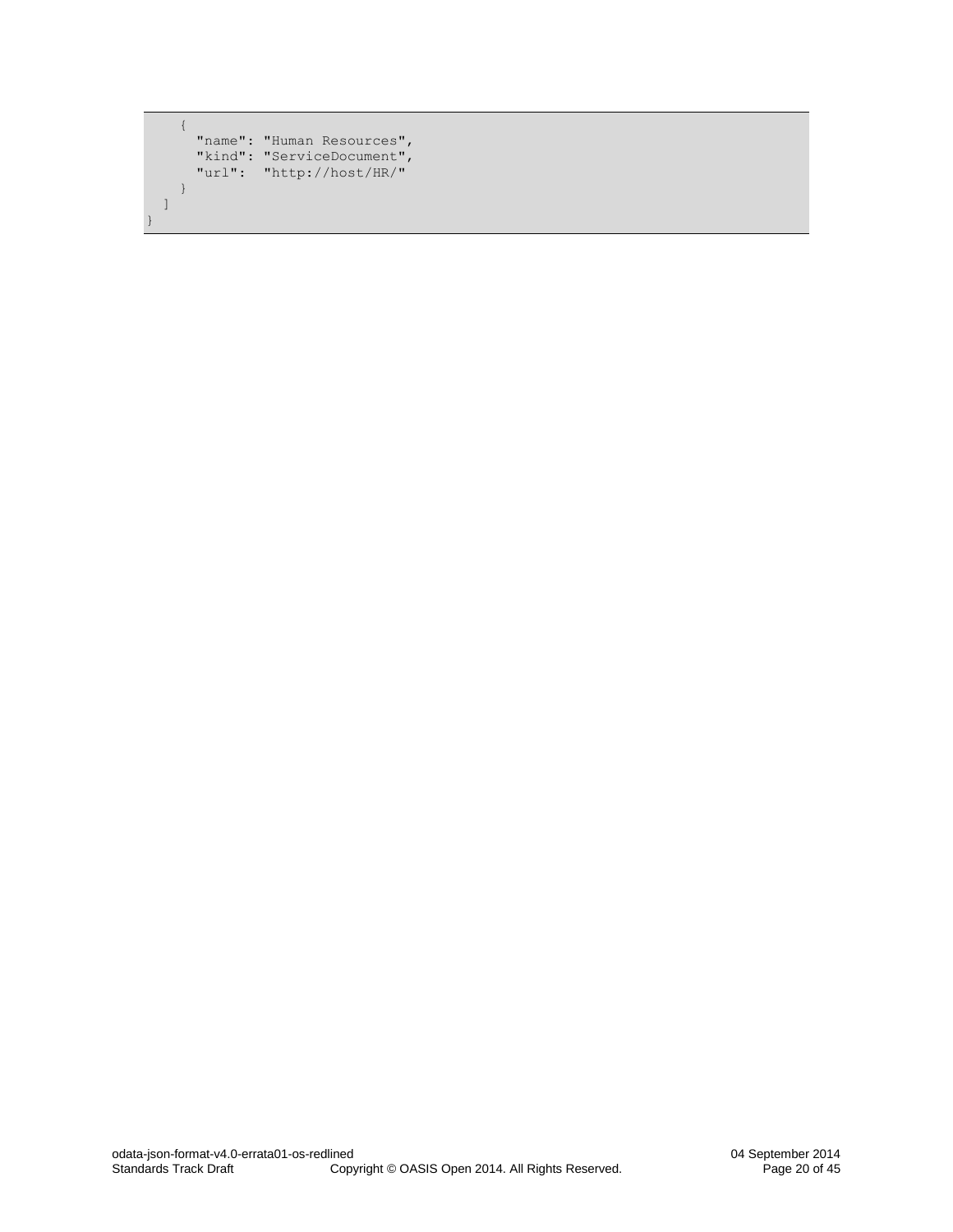```
    {
      "name": "Human Resources",
      "kind": "ServiceDocument",
      "url":  "http://host/HR/"
    }
  ]
}
```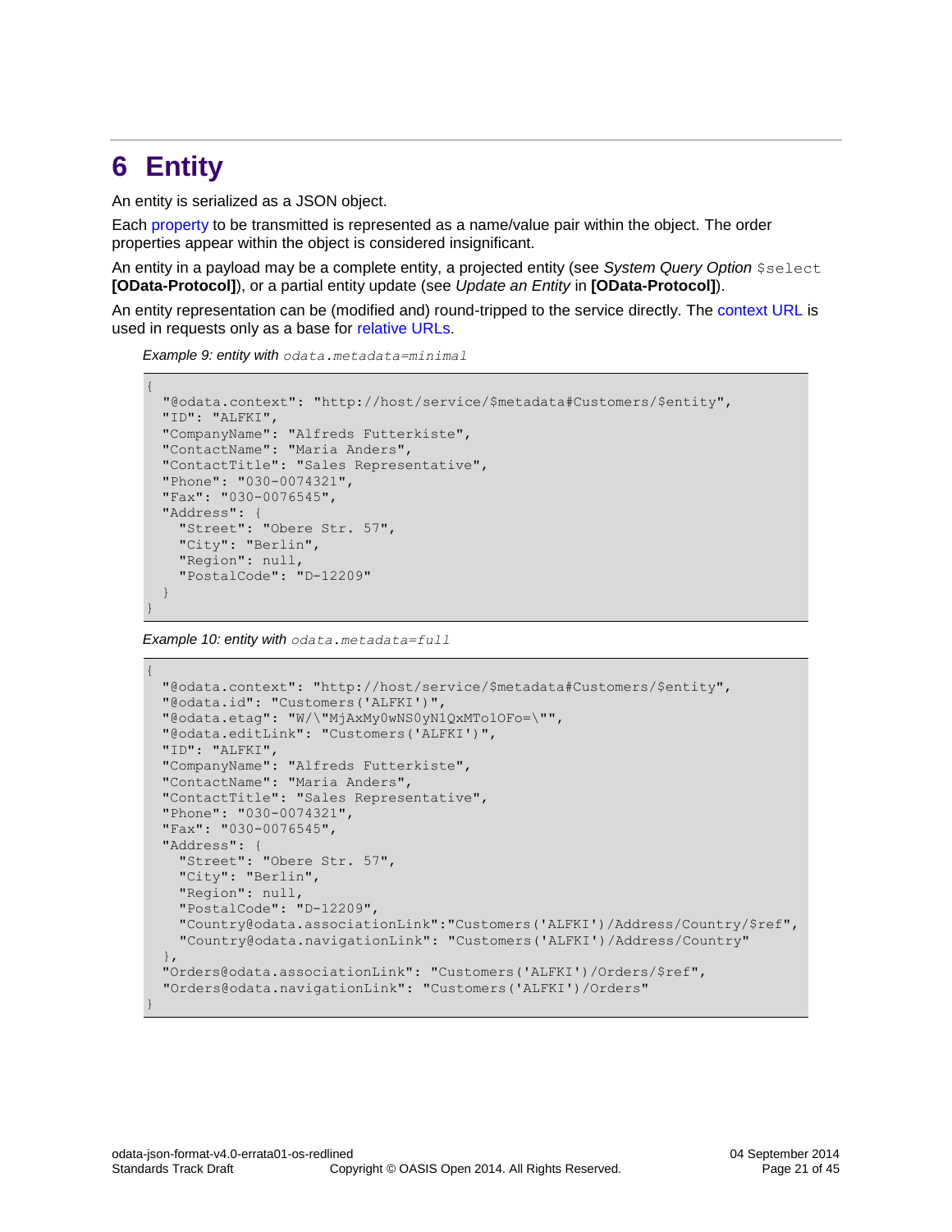# 6 Entity

An entity is serialized as a JSON object.

Each property to be transmitted is represented as a name/value pair within the object. The order properties appear within the object is considered insignificant.

An entity in a payload may be a complete entity, a projected entity (see *System Query Option* `$select` **[OData-Protocol]**), or a partial entity update (see *Update an Entity* in **[OData-Protocol]**).

An entity representation can be (modified and) round-tripped to the service directly. The context URL is used in requests only as a base for relative URLs.

*Example 9: entity with* `odata.metadata=minimal`

```
{
  "@odata.context": "http://host/service/$metadata#Customers/$entity",
  "ID": "ALFKI",
  "CompanyName": "Alfreds Futterkiste",
  "ContactName": "Maria Anders",
  "ContactTitle": "Sales Representative",
  "Phone": "030-0074321",
  "Fax": "030-0076545",
  "Address": {
    "Street": "Obere Str. 57",
    "City": "Berlin",
    "Region": null,
    "PostalCode": "D-12209"
  }
}
```

*Example 10: entity with* `odata.metadata=full`

```
{
  "@odata.context": "http://host/service/$metadata#Customers/$entity",
  "@odata.id": "Customers('ALFKI')",
  "@odata.etag": "W/\"MjAxMy0wNS0yN1QxMTo1OFo=\"",
  "@odata.editLink": "Customers('ALFKI')",
  "ID": "ALFKI",
  "CompanyName": "Alfreds Futterkiste",
  "ContactName": "Maria Anders",
  "ContactTitle": "Sales Representative",
  "Phone": "030-0074321",
  "Fax": "030-0076545",
  "Address": {
    "Street": "Obere Str. 57",
    "City": "Berlin",
    "Region": null,
    "PostalCode": "D-12209",
    "Country@odata.associationLink":"Customers('ALFKI')/Address/Country/$ref",
    "Country@odata.navigationLink": "Customers('ALFKI')/Address/Country"
  },
  "Orders@odata.associationLink": "Customers('ALFKI')/Orders/$ref",
  "Orders@odata.navigationLink": "Customers('ALFKI')/Orders"
}
```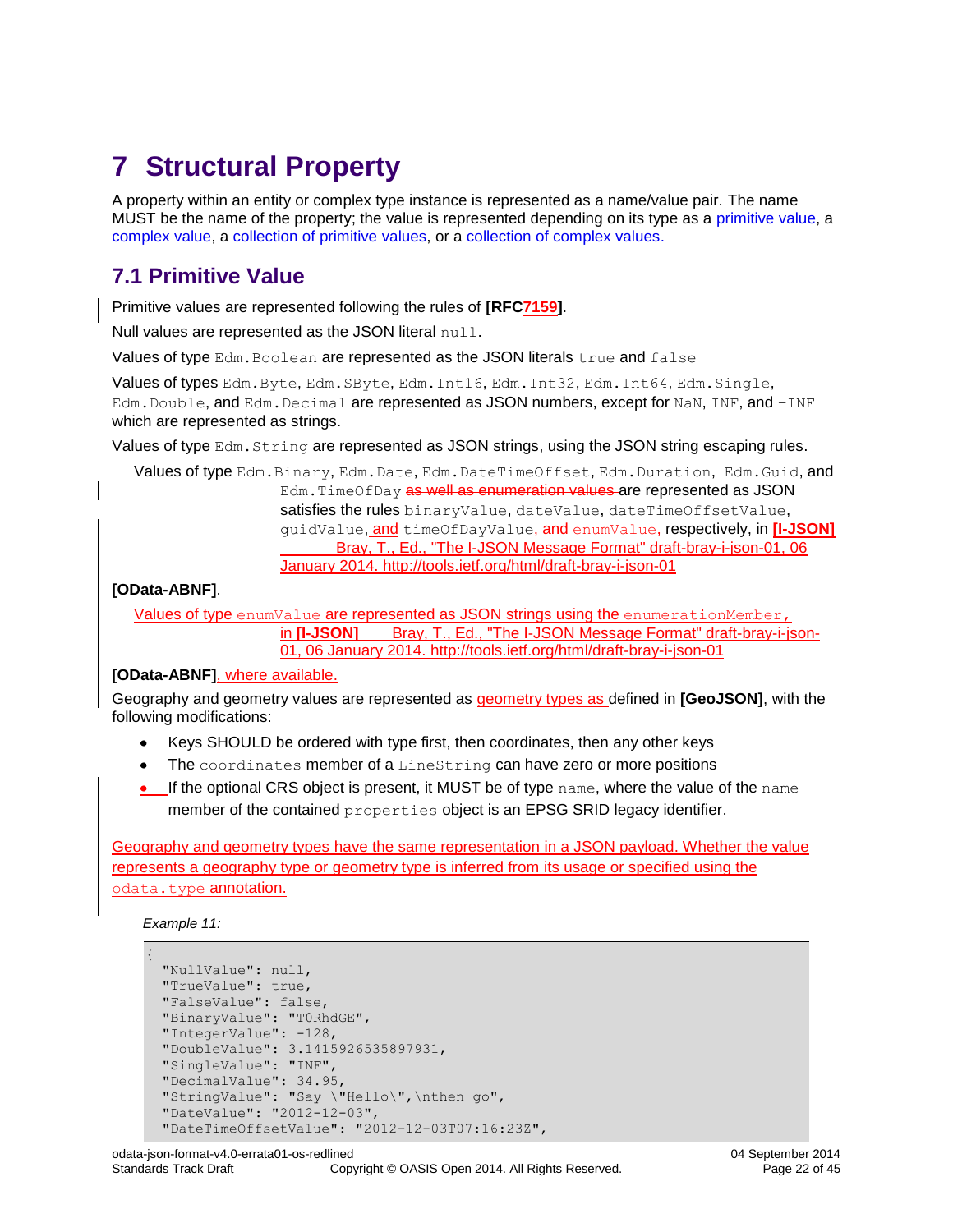# 7 Structural Property

A property within an entity or complex type instance is represented as a name/value pair. The name MUST be the name of the property; the value is represented depending on its type as a primitive value, a complex value, a collection of primitive values, or a collection of complex values.

## 7.1 Primitive Value

Primitive values are represented following the rules of **[RFC7159]**.

Null values are represented as the JSON literal `null`.

Values of type `Edm.Boolean` are represented as the JSON literals `true` and `false`

Values of types `Edm.Byte`, `Edm.SByte`, `Edm.Int16`, `Edm.Int32`, `Edm.Int64`, `Edm.Single`, `Edm.Double`, and `Edm.Decimal` are represented as JSON numbers, except for `NaN`, `INF`, and `-INF` which are represented as strings.

Values of type `Edm.String` are represented as JSON strings, using the JSON string escaping rules.

Values of type `Edm.Binary`, `Edm.Date`, `Edm.DateTimeOffset`, `Edm.Duration`, `Edm.Guid`, and `Edm.TimeOfDay` ~~as well as enumeration values~~ are represented as JSON satisfies the rules `binaryValue`, `dateValue`, `dateTimeOffsetValue`, `guidValue`, and `timeOfDayValue`~~, and enumValue,~~ respectively, in **[I-JSON]** Bray, T., Ed., "The I-JSON Message Format" draft-bray-i-json-01, 06 January 2014. http://tools.ietf.org/html/draft-bray-i-json-01

**[OData-ABNF]**.

Values of type `enumValue` are represented as JSON strings using the `enumerationMember`, in **[I-JSON]** Bray, T., Ed., "The I-JSON Message Format" draft-bray-i-json-01, 06 January 2014. http://tools.ietf.org/html/draft-bray-i-json-01

**[OData-ABNF]**, where available.

Geography and geometry values are represented as geometry types as defined in **[GeoJSON]**, with the following modifications:

- Keys SHOULD be ordered with type first, then coordinates, then any other keys
- The `coordinates` member of a `LineString` can have zero or more positions
- If the optional CRS object is present, it MUST be of type `name`, where the value of the `name` member of the contained `properties` object is an EPSG SRID legacy identifier.

Geography and geometry types have the same representation in a JSON payload. Whether the value represents a geography type or geometry type is inferred from its usage or specified using the `odata.type` annotation.

*Example 11:*

```
{
  "NullValue": null,
  "TrueValue": true,
  "FalseValue": false,
  "BinaryValue": "T0RhdGE",
  "IntegerValue": -128,
  "DoubleValue": 3.1415926535897931,
  "SingleValue": "INF",
  "DecimalValue": 34.95,
  "StringValue": "Say \"Hello\",\nthen go",
  "DateValue": "2012-12-03",
  "DateTimeOffsetValue": "2012-12-03T07:16:23Z",
```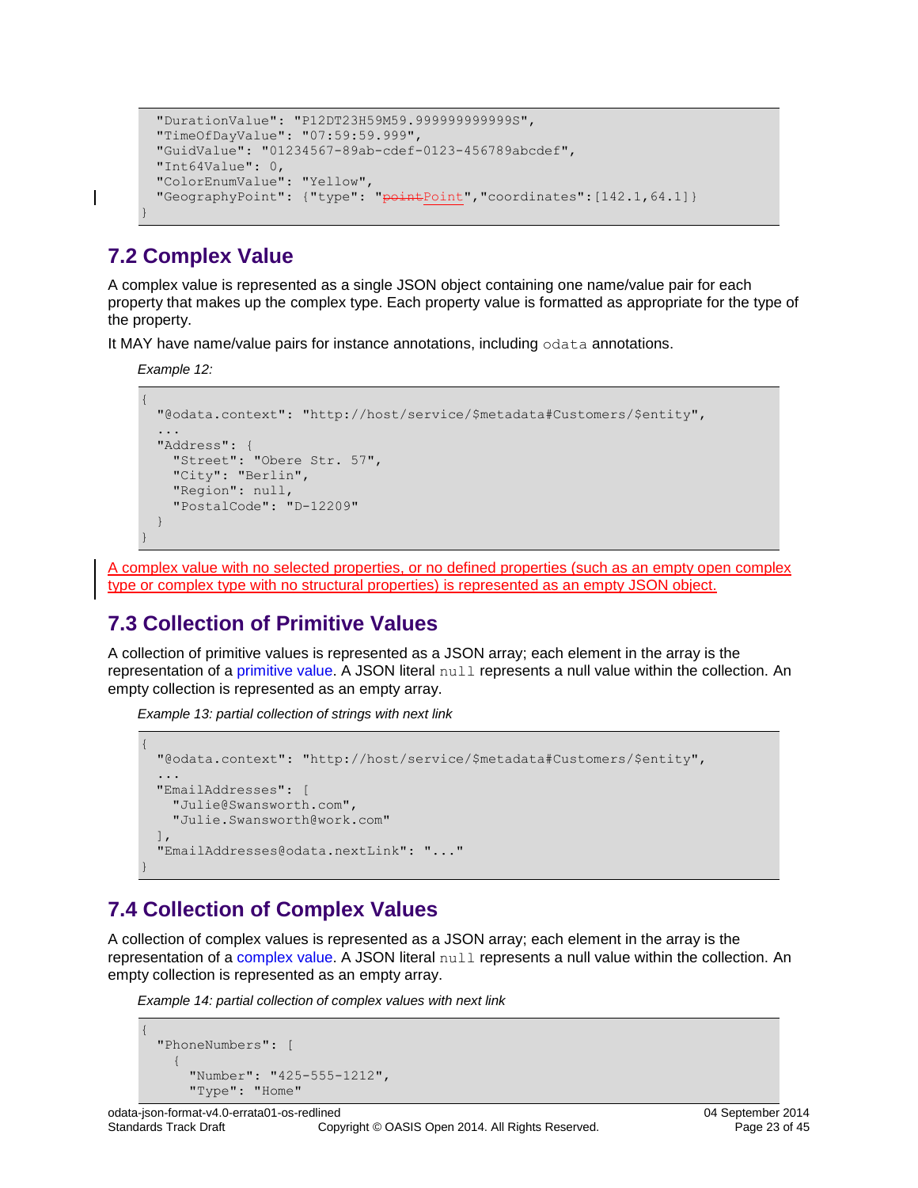```
  "DurationValue": "P12DT23H59M59.999999999999S",
  "TimeOfDayValue": "07:59:59.999",
  "GuidValue": "01234567-89ab-cdef-0123-456789abcdef",
  "Int64Value": 0,
  "ColorEnumValue": "Yellow",
  "GeographyPoint": {"type": "pointPoint","coordinates":[142.1,64.1]}
}
```

## 7.2 Complex Value

A complex value is represented as a single JSON object containing one name/value pair for each property that makes up the complex type. Each property value is formatted as appropriate for the type of the property.

It MAY have name/value pairs for instance annotations, including `odata` annotations.

*Example 12:*

```
{
  "@odata.context": "http://host/service/$metadata#Customers/$entity",
  ...
  "Address": {
    "Street": "Obere Str. 57",
    "City": "Berlin",
    "Region": null,
    "PostalCode": "D-12209"
  }
}
```

A complex value with no selected properties, or no defined properties (such as an empty open complex type or complex type with no structural properties) is represented as an empty JSON object.

## 7.3 Collection of Primitive Values

A collection of primitive values is represented as a JSON array; each element in the array is the representation of a primitive value. A JSON literal `null` represents a null value within the collection. An empty collection is represented as an empty array.

*Example 13: partial collection of strings with next link*

```
{
  "@odata.context": "http://host/service/$metadata#Customers/$entity",
  ...
  "EmailAddresses": [
    "Julie@Swansworth.com",
    "Julie.Swansworth@work.com"
  ],
  "EmailAddresses@odata.nextLink": "..."
}
```

## 7.4 Collection of Complex Values

A collection of complex values is represented as a JSON array; each element in the array is the representation of a complex value. A JSON literal `null` represents a null value within the collection. An empty collection is represented as an empty array.

*Example 14: partial collection of complex values with next link*

```
{
  "PhoneNumbers": [
    {
      "Number": "425-555-1212",
      "Type": "Home"
```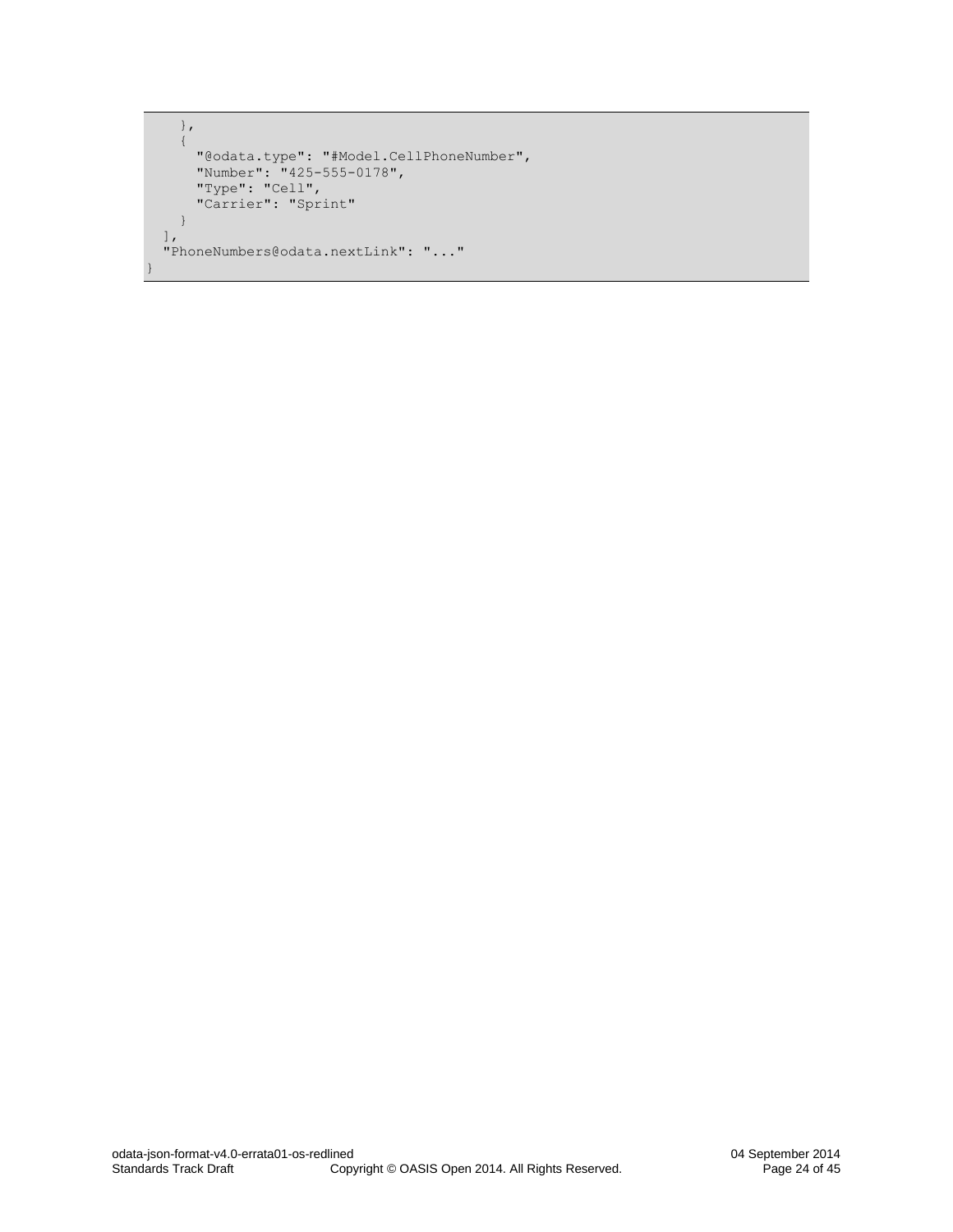```
    },
    {
      "@odata.type": "#Model.CellPhoneNumber",
      "Number": "425-555-0178",
      "Type": "Cell",
      "Carrier": "Sprint"
    }
  ],
  "PhoneNumbers@odata.nextLink": "..."
}
```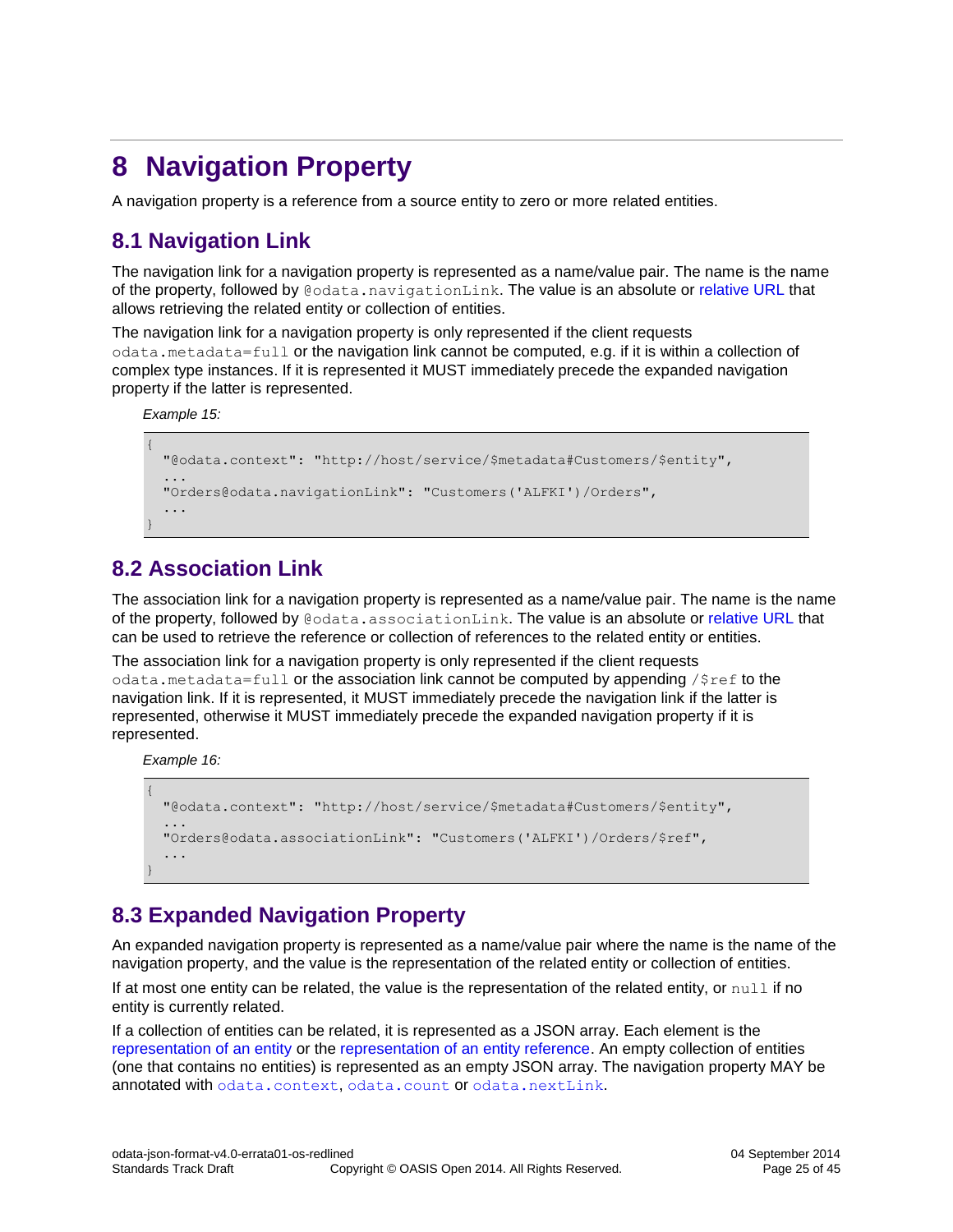# 8 Navigation Property

A navigation property is a reference from a source entity to zero or more related entities.

## 8.1 Navigation Link

The navigation link for a navigation property is represented as a name/value pair. The name is the name of the property, followed by `@odata.navigationLink`. The value is an absolute or relative URL that allows retrieving the related entity or collection of entities.

The navigation link for a navigation property is only represented if the client requests `odata.metadata=full` or the navigation link cannot be computed, e.g. if it is within a collection of complex type instances. If it is represented it MUST immediately precede the expanded navigation property if the latter is represented.

*Example 15:*

```
{
  "@odata.context": "http://host/service/$metadata#Customers/$entity",
  ...
  "Orders@odata.navigationLink": "Customers('ALFKI')/Orders",
  ...
}
```

## 8.2 Association Link

The association link for a navigation property is represented as a name/value pair. The name is the name of the property, followed by `@odata.associationLink`. The value is an absolute or relative URL that can be used to retrieve the reference or collection of references to the related entity or entities.

The association link for a navigation property is only represented if the client requests `odata.metadata=full` or the association link cannot be computed by appending `/$ref` to the navigation link. If it is represented, it MUST immediately precede the navigation link if the latter is represented, otherwise it MUST immediately precede the expanded navigation property if it is represented.

*Example 16:*

```
{
  "@odata.context": "http://host/service/$metadata#Customers/$entity",
  ...
  "Orders@odata.associationLink": "Customers('ALFKI')/Orders/$ref",
  ...
}
```

## 8.3 Expanded Navigation Property

An expanded navigation property is represented as a name/value pair where the name is the name of the navigation property, and the value is the representation of the related entity or collection of entities.

If at most one entity can be related, the value is the representation of the related entity, or `null` if no entity is currently related.

If a collection of entities can be related, it is represented as a JSON array. Each element is the representation of an entity or the representation of an entity reference. An empty collection of entities (one that contains no entities) is represented as an empty JSON array. The navigation property MAY be annotated with `odata.context`, `odata.count` or `odata.nextLink`.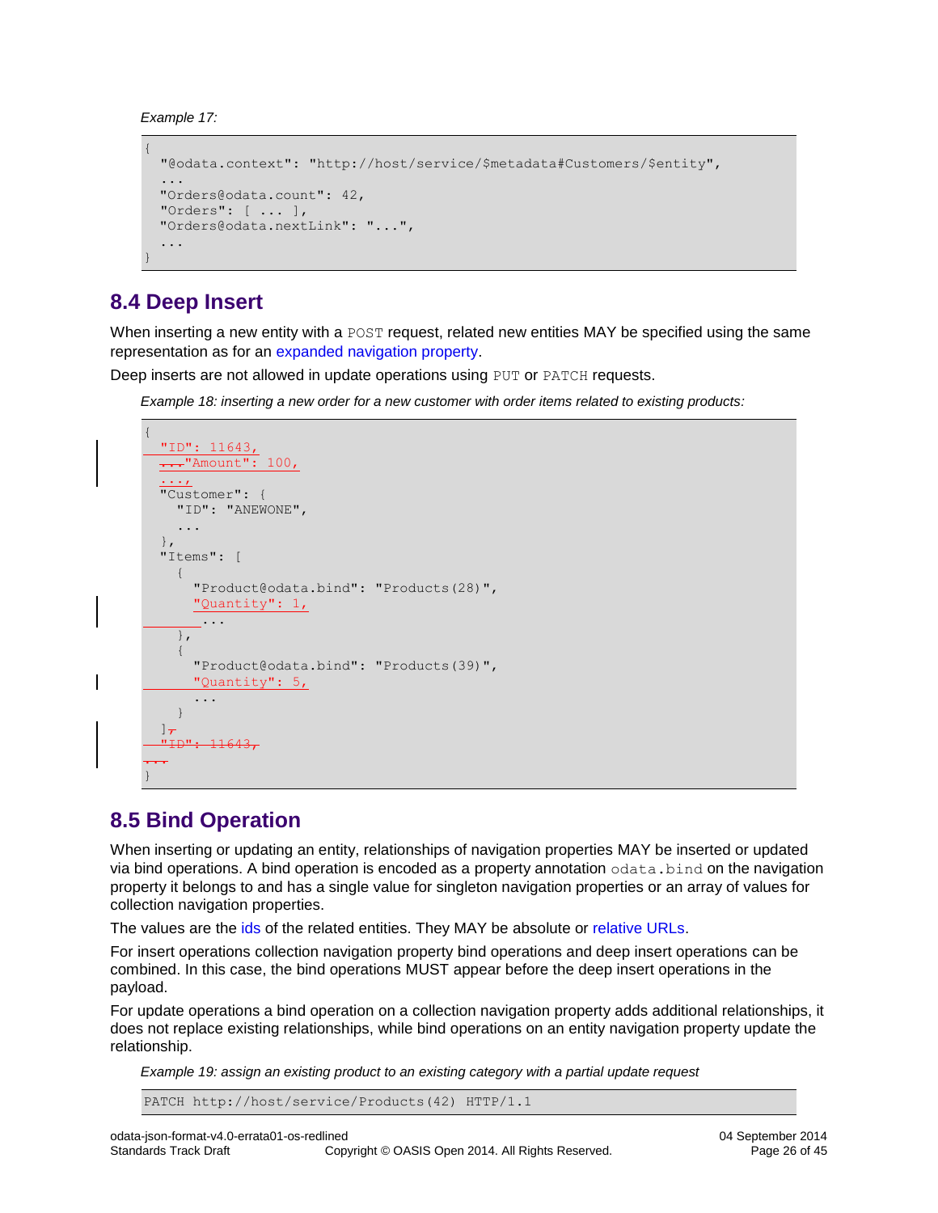*Example 17:*

```
{
  "@odata.context": "http://host/service/$metadata#Customers/$entity",
  ...
  "Orders@odata.count": 42,
  "Orders": [ ... ],
  "Orders@odata.nextLink": "...",
  ...
}
```

## 8.4 Deep Insert

When inserting a new entity with a `POST` request, related new entities MAY be specified using the same representation as for an expanded navigation property.

Deep inserts are not allowed in update operations using `PUT` or `PATCH` requests.

*Example 18: inserting a new order for a new customer with order items related to existing products:*

```
{
  "ID": 11643,
  "Amount": 100,
  ...,
  "Customer": {
    "ID": "ANEWONE",
    ...
  },
  "Items": [
    {
      "Product@odata.bind": "Products(28)",
      "Quantity": 1,
      ...
    },
    {
      "Product@odata.bind": "Products(39)",
      "Quantity": 5,
      ...
    }
  ]
}
```

## 8.5 Bind Operation

When inserting or updating an entity, relationships of navigation properties MAY be inserted or updated via bind operations. A bind operation is encoded as a property annotation `odata.bind` on the navigation property it belongs to and has a single value for singleton navigation properties or an array of values for collection navigation properties.

The values are the ids of the related entities. They MAY be absolute or relative URLs.

For insert operations collection navigation property bind operations and deep insert operations can be combined. In this case, the bind operations MUST appear before the deep insert operations in the payload.

For update operations a bind operation on a collection navigation property adds additional relationships, it does not replace existing relationships, while bind operations on an entity navigation property update the relationship.

*Example 19: assign an existing product to an existing category with a partial update request*

```
PATCH http://host/service/Products(42) HTTP/1.1
```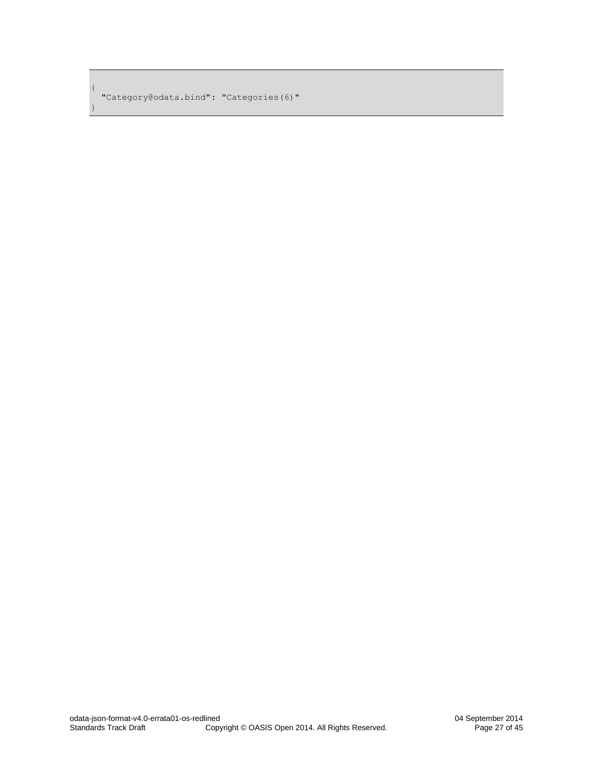```
{
  "Category@odata.bind": "Categories(6)"
}
```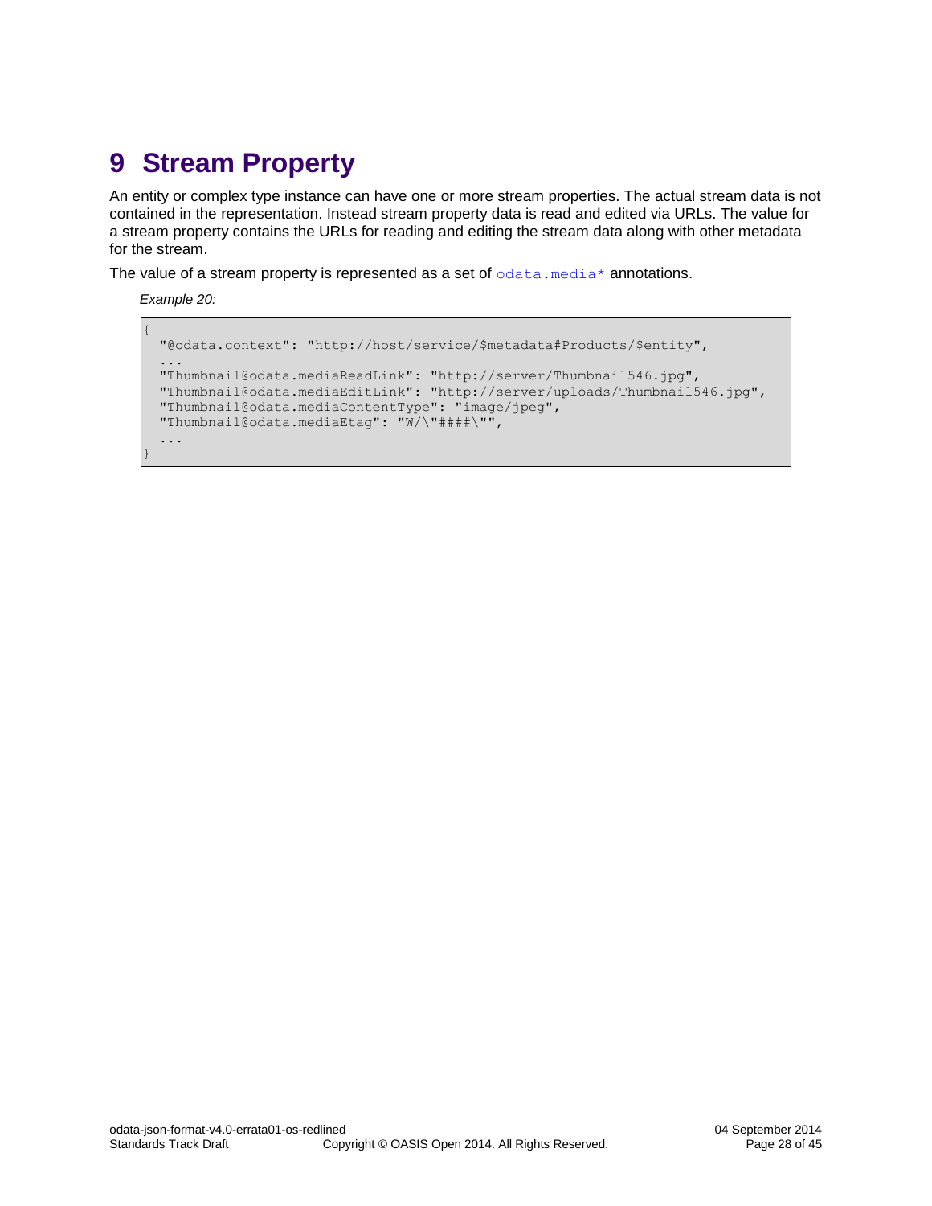# 9 Stream Property

An entity or complex type instance can have one or more stream properties. The actual stream data is not contained in the representation. Instead stream property data is read and edited via URLs. The value for a stream property contains the URLs for reading and editing the stream data along with other metadata for the stream.

The value of a stream property is represented as a set of `odata.media*` annotations.

*Example 20:*

```
{
  "@odata.context": "http://host/service/$metadata#Products/$entity",
  ...
  "Thumbnail@odata.mediaReadLink": "http://server/Thumbnail546.jpg",
  "Thumbnail@odata.mediaEditLink": "http://server/uploads/Thumbnail546.jpg",
  "Thumbnail@odata.mediaContentType": "image/jpeg",
  "Thumbnail@odata.mediaEtag": "W/\"####\"",
  ...
}
```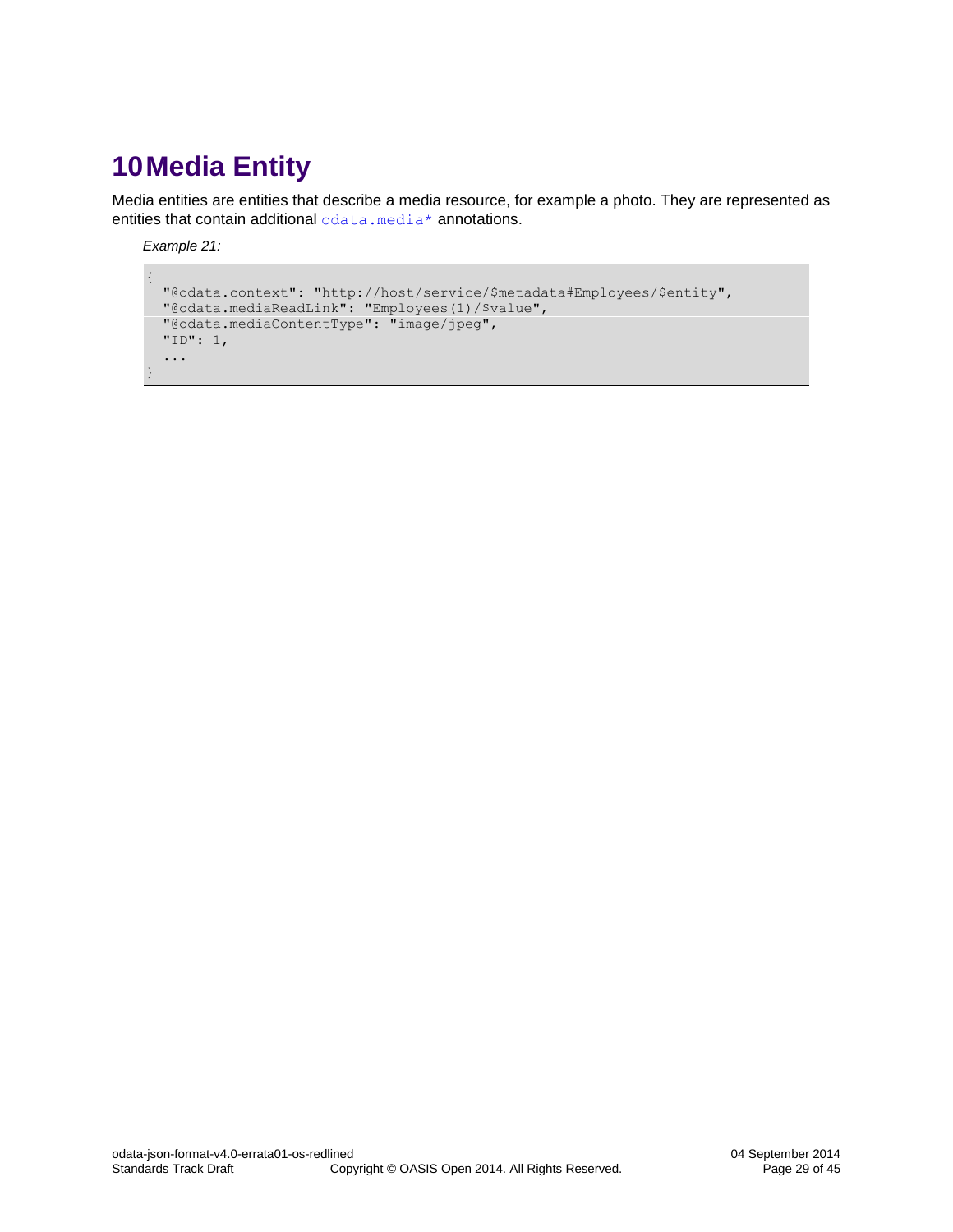# 10 Media Entity

Media entities are entities that describe a media resource, for example a photo. They are represented as entities that contain additional `odata.media*` annotations.

*Example 21:*

```
{
  "@odata.context": "http://host/service/$metadata#Employees/$entity",
  "@odata.mediaReadLink": "Employees(1)/$value",
  "@odata.mediaContentType": "image/jpeg",
  "ID": 1,
  ...
}
```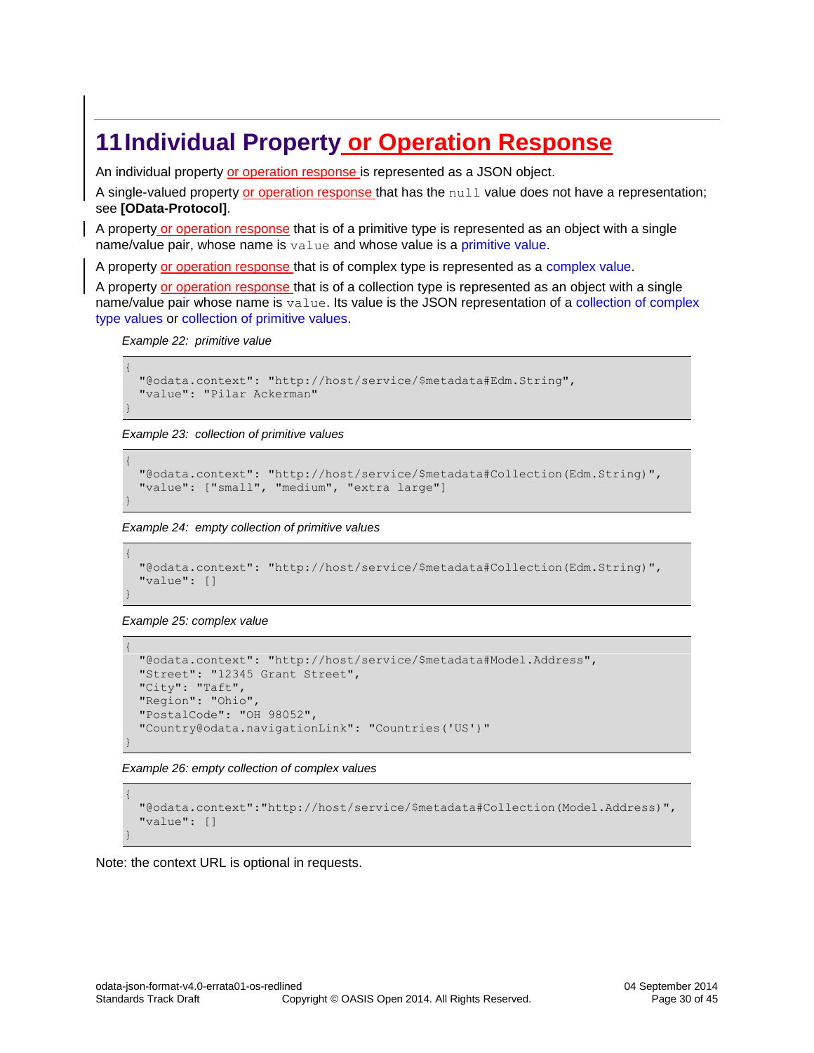# 11 Individual Property or Operation Response

An individual property or operation response is represented as a JSON object.

A single-valued property or operation response that has the `null` value does not have a representation; see **[OData-Protocol]**.

A property or operation response that is of a primitive type is represented as an object with a single name/value pair, whose name is `value` and whose value is a primitive value.

A property or operation response that is of complex type is represented as a complex value.

A property or operation response that is of a collection type is represented as an object with a single name/value pair whose name is `value`. Its value is the JSON representation of a collection of complex type values or collection of primitive values.

*Example 22: primitive value*

```
{
  "@odata.context": "http://host/service/$metadata#Edm.String",
  "value": "Pilar Ackerman"
}
```

*Example 23: collection of primitive values*

```
{
  "@odata.context": "http://host/service/$metadata#Collection(Edm.String)",
  "value": ["small", "medium", "extra large"]
}
```

*Example 24: empty collection of primitive values*

```
{
  "@odata.context": "http://host/service/$metadata#Collection(Edm.String)",
  "value": []
}
```

*Example 25: complex value*

```
{
  "@odata.context": "http://host/service/$metadata#Model.Address",
  "Street": "12345 Grant Street",
  "City": "Taft",
  "Region": "Ohio",
  "PostalCode": "OH 98052",
  "Country@odata.navigationLink": "Countries('US')"
}
```

*Example 26: empty collection of complex values*

```
{
  "@odata.context":"http://host/service/$metadata#Collection(Model.Address)",
  "value": []
}
```

Note: the context URL is optional in requests.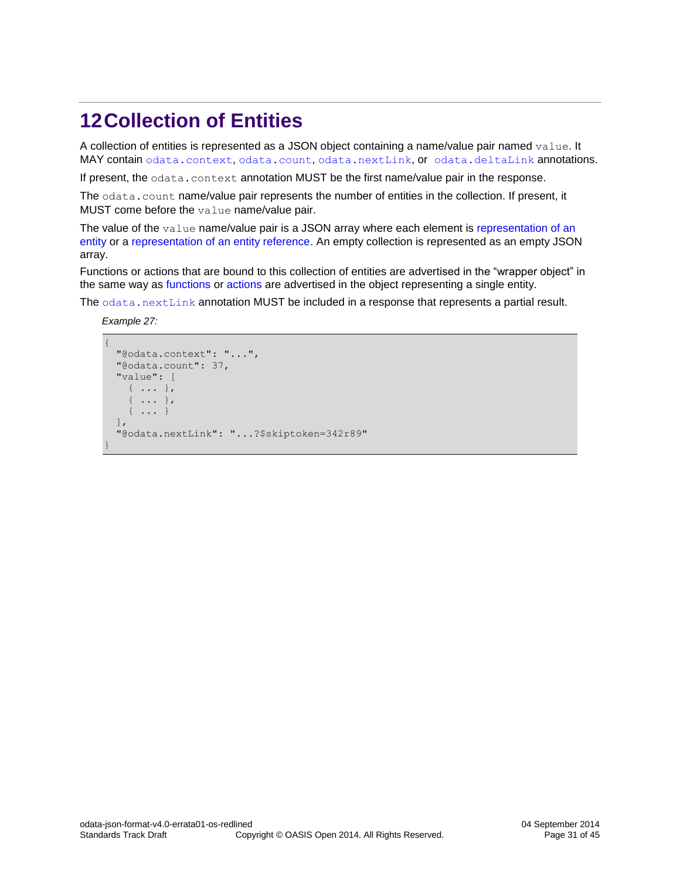# 12 Collection of Entities

A collection of entities is represented as a JSON object containing a name/value pair named `value`. It MAY contain `odata.context`, `odata.count`, `odata.nextLink`, or `odata.deltaLink` annotations.

If present, the `odata.context` annotation MUST be the first name/value pair in the response.

The `odata.count` name/value pair represents the number of entities in the collection. If present, it MUST come before the `value` name/value pair.

The value of the `value` name/value pair is a JSON array where each element is representation of an entity or a representation of an entity reference. An empty collection is represented as an empty JSON array.

Functions or actions that are bound to this collection of entities are advertised in the "wrapper object" in the same way as functions or actions are advertised in the object representing a single entity.

The `odata.nextLink` annotation MUST be included in a response that represents a partial result.

*Example 27:*

```
{
  "@odata.context": "...",
  "@odata.count": 37,
  "value": [
    { ... },
    { ... },
    { ... }
  ],
  "@odata.nextLink": "...?$skiptoken=342r89"
}
```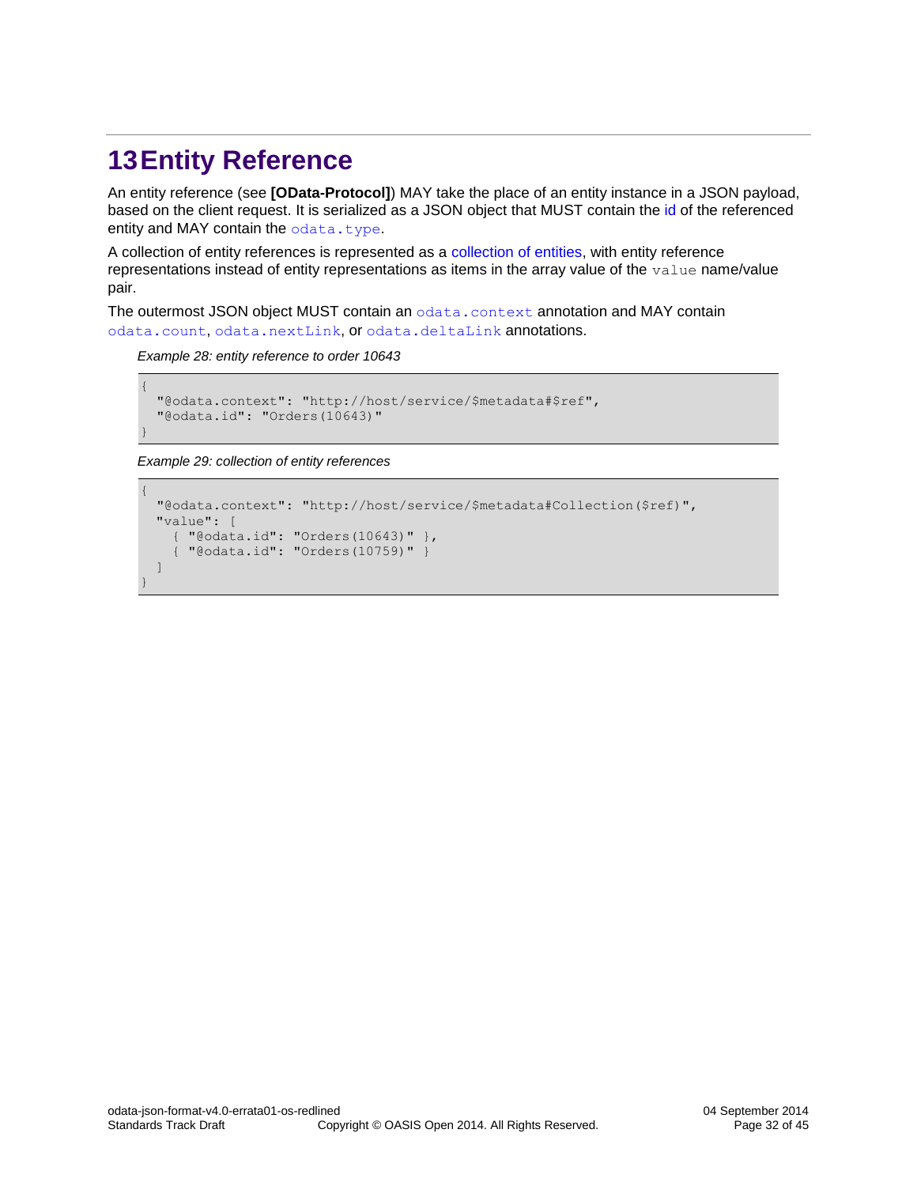# 13 Entity Reference

An entity reference (see **[OData-Protocol]**) MAY take the place of an entity instance in a JSON payload, based on the client request. It is serialized as a JSON object that MUST contain the id of the referenced entity and MAY contain the `odata.type`.

A collection of entity references is represented as a collection of entities, with entity reference representations instead of entity representations as items in the array value of the `value` name/value pair.

The outermost JSON object MUST contain an `odata.context` annotation and MAY contain `odata.count`, `odata.nextLink`, or `odata.deltaLink` annotations.

*Example 28: entity reference to order 10643*

```
{
  "@odata.context": "http://host/service/$metadata#$ref",
  "@odata.id": "Orders(10643)"
}
```

*Example 29: collection of entity references*

```
{
  "@odata.context": "http://host/service/$metadata#Collection($ref)",
  "value": [
    { "@odata.id": "Orders(10643)" },
    { "@odata.id": "Orders(10759)" }
  ]
}
```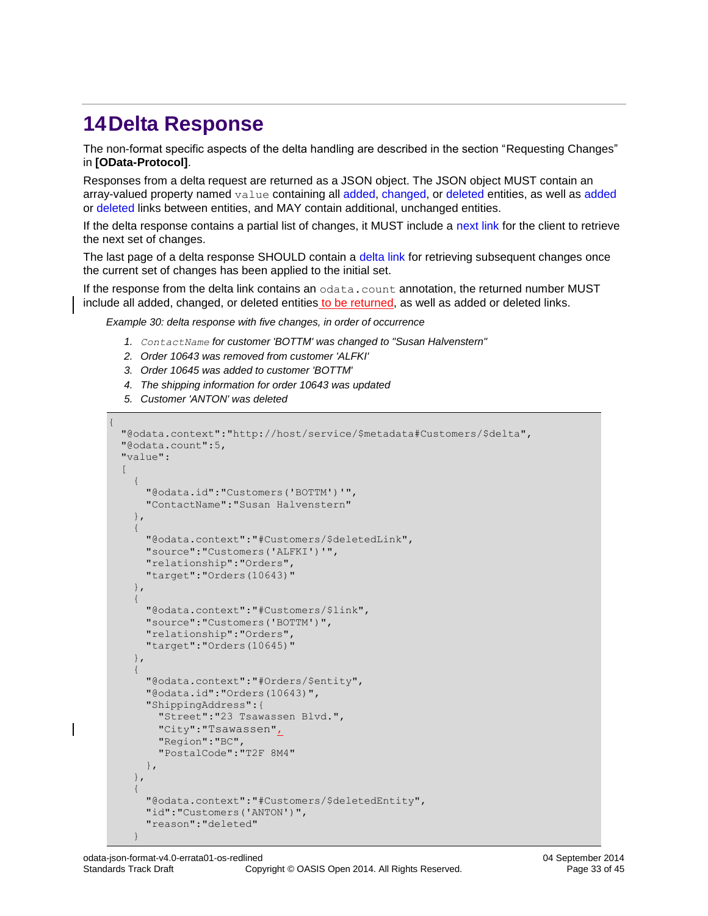# 14 Delta Response

The non-format specific aspects of the delta handling are described in the section "Requesting Changes" in **[OData-Protocol]**.

Responses from a delta request are returned as a JSON object. The JSON object MUST contain an array-valued property named `value` containing all added, changed, or deleted entities, as well as added or deleted links between entities, and MAY contain additional, unchanged entities.

If the delta response contains a partial list of changes, it MUST include a next link for the client to retrieve the next set of changes.

The last page of a delta response SHOULD contain a delta link for retrieving subsequent changes once the current set of changes has been applied to the initial set.

If the response from the delta link contains an `odata.count` annotation, the returned number MUST include all added, changed, or deleted entities to be returned, as well as added or deleted links.

*Example 30: delta response with five changes, in order of occurrence*

1. *`ContactName` for customer 'BOTTM' was changed to "Susan Halvenstern"*
2. *Order 10643 was removed from customer 'ALFKI'*
3. *Order 10645 was added to customer 'BOTTM'*
4. *The shipping information for order 10643 was updated*
5. *Customer 'ANTON' was deleted*

```
{
  "@odata.context":"http://host/service/$metadata#Customers/$delta",
  "@odata.count":5,
  "value":
  [
    {
      "@odata.id":"Customers('BOTTM')'",
      "ContactName":"Susan Halvenstern"
    },
    {
      "@odata.context":"#Customers/$deletedLink",
      "source":"Customers('ALFKI')'",
      "relationship":"Orders",
      "target":"Orders(10643)"
    },
    {
      "@odata.context":"#Customers/$link",
      "source":"Customers('BOTTM')",
      "relationship":"Orders",
      "target":"Orders(10645)"
    },
    {
      "@odata.context":"#Orders/$entity",
      "@odata.id":"Orders(10643)",
      "ShippingAddress":{
        "Street":"23 Tsawassen Blvd.",
        "City":"Tsawassen",
        "Region":"BC",
        "PostalCode":"T2F 8M4"
      },
    },
    {
      "@odata.context":"#Customers/$deletedEntity",
      "id":"Customers('ANTON')",
      "reason":"deleted"
    }
```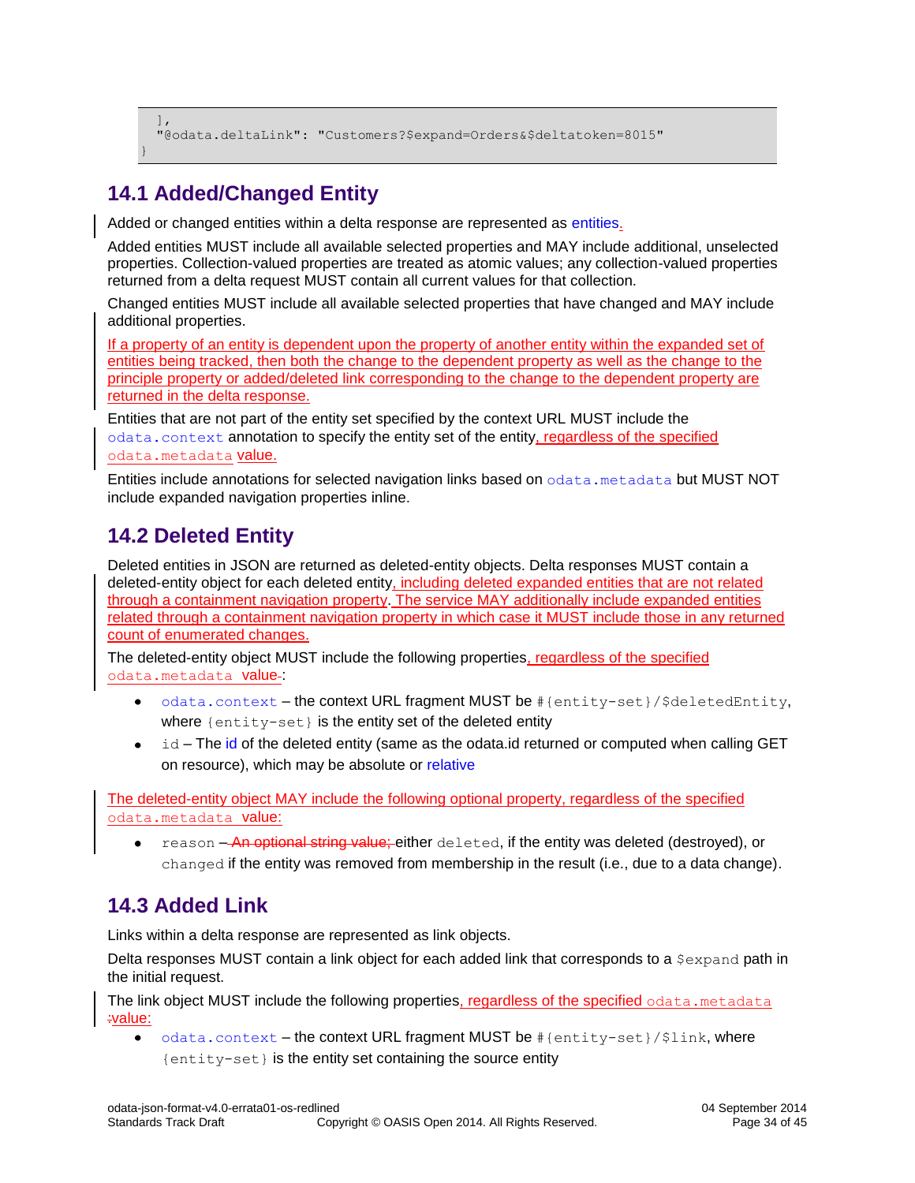```
  ],
  "@odata.deltaLink": "Customers?$expand=Orders&$deltatoken=8015"
}
```

## 14.1 Added/Changed Entity

Added or changed entities within a delta response are represented as entities.

Added entities MUST include all available selected properties and MAY include additional, unselected properties. Collection-valued properties are treated as atomic values; any collection-valued properties returned from a delta request MUST contain all current values for that collection.

Changed entities MUST include all available selected properties that have changed and MAY include additional properties.

If a property of an entity is dependent upon the property of another entity within the expanded set of entities being tracked, then both the change to the dependent property as well as the change to the principle property or added/deleted link corresponding to the change to the dependent property are returned in the delta response.

Entities that are not part of the entity set specified by the context URL MUST include the `odata.context` annotation to specify the entity set of the entity, regardless of the specified `odata.metadata` value.

Entities include annotations for selected navigation links based on `odata.metadata` but MUST NOT include expanded navigation properties inline.

## 14.2 Deleted Entity

Deleted entities in JSON are returned as deleted-entity objects. Delta responses MUST contain a deleted-entity object for each deleted entity, including deleted expanded entities that are not related through a containment navigation property. The service MAY additionally include expanded entities related through a containment navigation property in which case it MUST include those in any returned count of enumerated changes.

The deleted-entity object MUST include the following properties, regardless of the specified `odata.metadata` value:

- `odata.context` – the context URL fragment MUST be `#{entity-set}/$deletedEntity`, where `{entity-set}` is the entity set of the deleted entity
- `id` – The id of the deleted entity (same as the odata.id returned or computed when calling GET on resource), which may be absolute or relative

The deleted-entity object MAY include the following optional property, regardless of the specified `odata.metadata` value:

- `reason` – ~~An optional string value;~~ either `deleted`, if the entity was deleted (destroyed), or `changed` if the entity was removed from membership in the result (i.e., due to a data change).

## 14.3 Added Link

Links within a delta response are represented as link objects.

Delta responses MUST contain a link object for each added link that corresponds to a `$expand` path in the initial request.

The link object MUST include the following properties, regardless of the specified `odata.metadata` value:

- `odata.context` – the context URL fragment MUST be `#{entity-set}/$link`, where `{entity-set}` is the entity set containing the source entity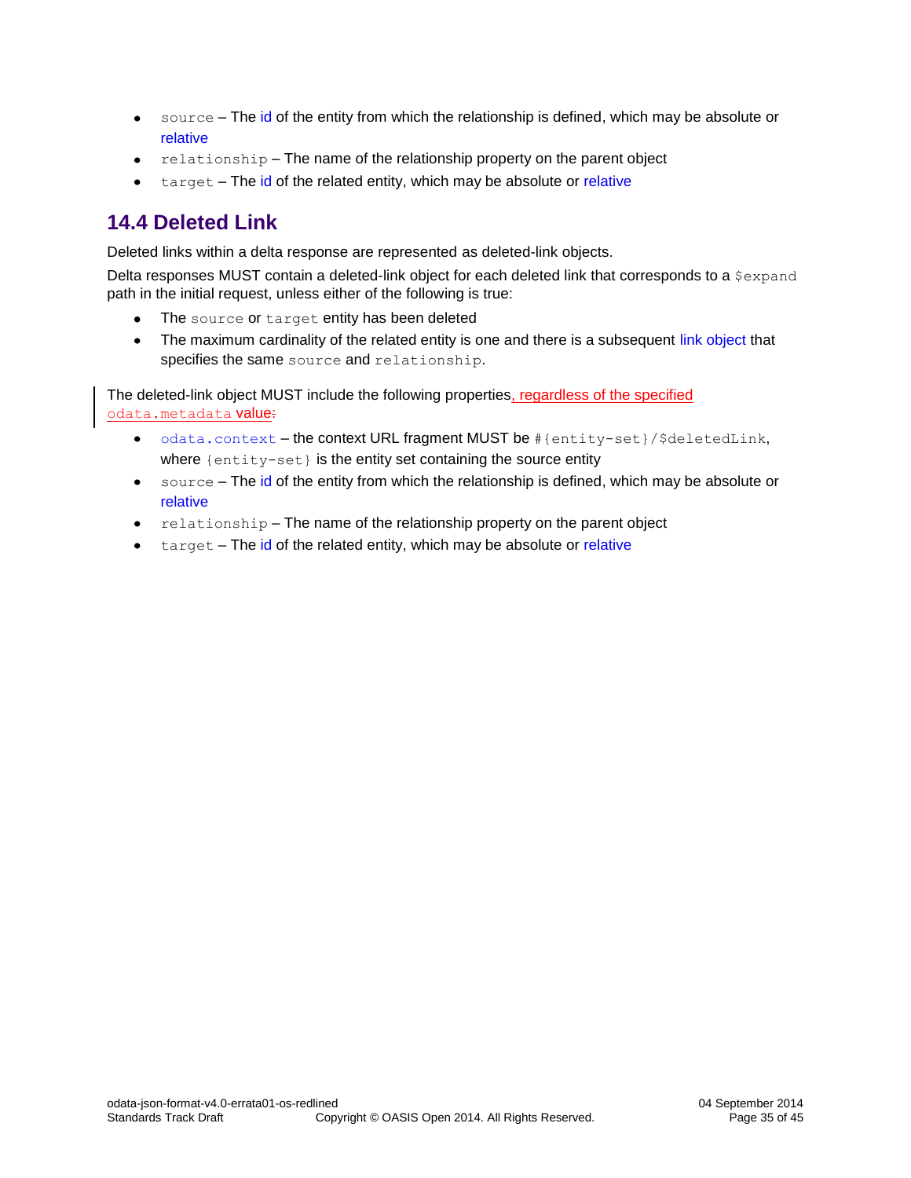- `source` – The id of the entity from which the relationship is defined, which may be absolute or relative
- `relationship` – The name of the relationship property on the parent object
- `target` – The id of the related entity, which may be absolute or relative

## 14.4 Deleted Link

Deleted links within a delta response are represented as deleted-link objects.

Delta responses MUST contain a deleted-link object for each deleted link that corresponds to a `$expand` path in the initial request, unless either of the following is true:

- The `source` or `target` entity has been deleted
- The maximum cardinality of the related entity is one and there is a subsequent link object that specifies the same `source` and `relationship`.

The deleted-link object MUST include the following properties, regardless of the specified `odata.metadata` value:

- `odata.context` – the context URL fragment MUST be `#{entity-set}/$deletedLink`, where `{entity-set}` is the entity set containing the source entity
- `source` – The id of the entity from which the relationship is defined, which may be absolute or relative
- `relationship` – The name of the relationship property on the parent object
- `target` – The id of the related entity, which may be absolute or relative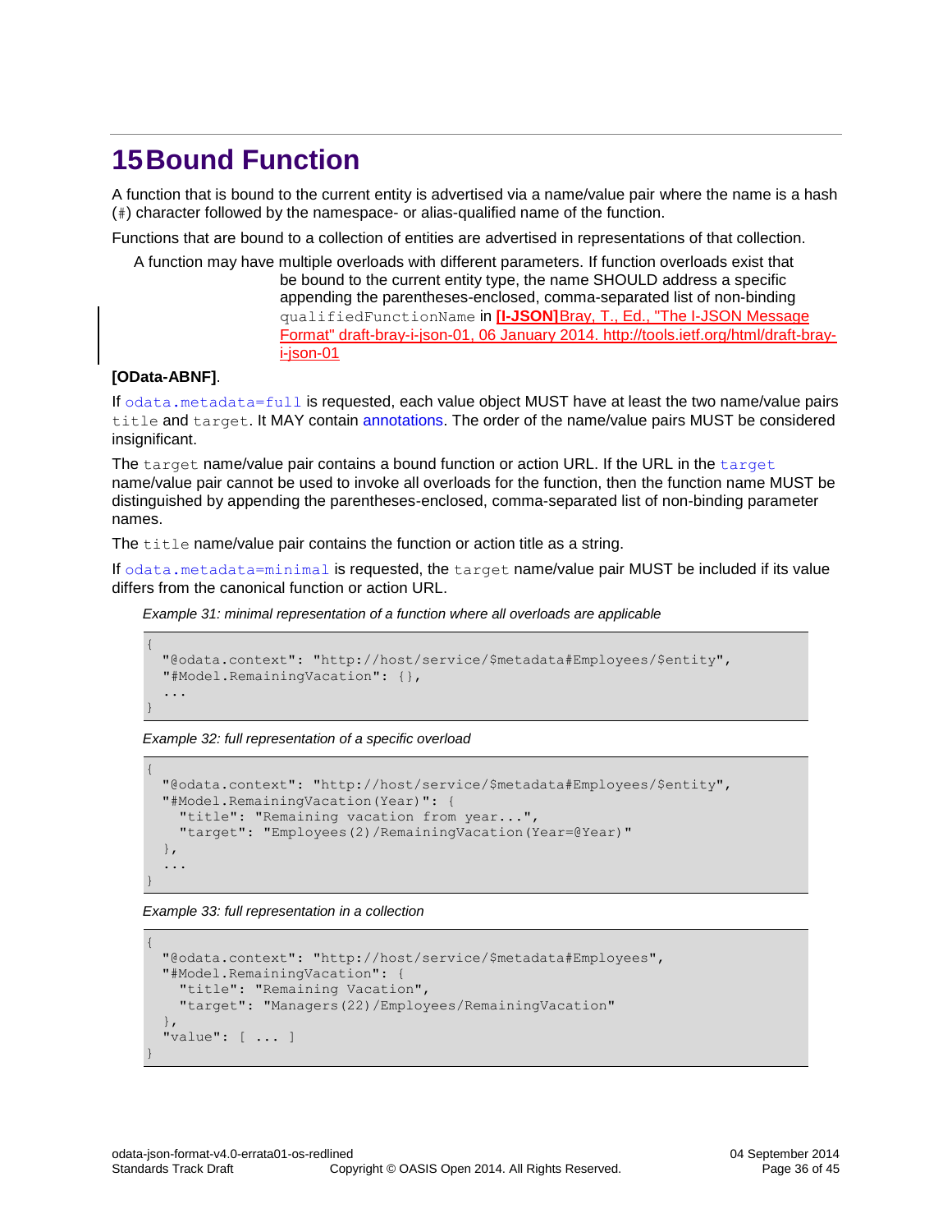# 15 Bound Function

A function that is bound to the current entity is advertised via a name/value pair where the name is a hash (`#`) character followed by the namespace- or alias-qualified name of the function.

Functions that are bound to a collection of entities are advertised in representations of that collection.

A function may have multiple overloads with different parameters. If function overloads exist that be bound to the current entity type, the name SHOULD address a specific appending the parentheses-enclosed, comma-separated list of non-binding `qualifiedFunctionName` in **[I-JSON]**Bray, T., Ed., "The I-JSON Message Format" draft-bray-i-json-01, 06 January 2014. http://tools.ietf.org/html/draft-bray-i-json-01

**[OData-ABNF]**.

If `odata.metadata=full` is requested, each value object MUST have at least the two name/value pairs `title` and `target`. It MAY contain annotations. The order of the name/value pairs MUST be considered insignificant.

The `target` name/value pair contains a bound function or action URL. If the URL in the `target` name/value pair cannot be used to invoke all overloads for the function, then the function name MUST be distinguished by appending the parentheses-enclosed, comma-separated list of non-binding parameter names.

The `title` name/value pair contains the function or action title as a string.

If `odata.metadata=minimal` is requested, the `target` name/value pair MUST be included if its value differs from the canonical function or action URL.

*Example 31: minimal representation of a function where all overloads are applicable*

```
{
  "@odata.context": "http://host/service/$metadata#Employees/$entity",
  "#Model.RemainingVacation": {},
  ...
}
```

*Example 32: full representation of a specific overload*

```
{
  "@odata.context": "http://host/service/$metadata#Employees/$entity",
  "#Model.RemainingVacation(Year)": {
    "title": "Remaining vacation from year...",
    "target": "Employees(2)/RemainingVacation(Year=@Year)"
  },
  ...
}
```

*Example 33: full representation in a collection*

```
{
  "@odata.context": "http://host/service/$metadata#Employees",
  "#Model.RemainingVacation": {
    "title": "Remaining Vacation",
    "target": "Managers(22)/Employees/RemainingVacation"
  },
  "value": [ ... ]
}
```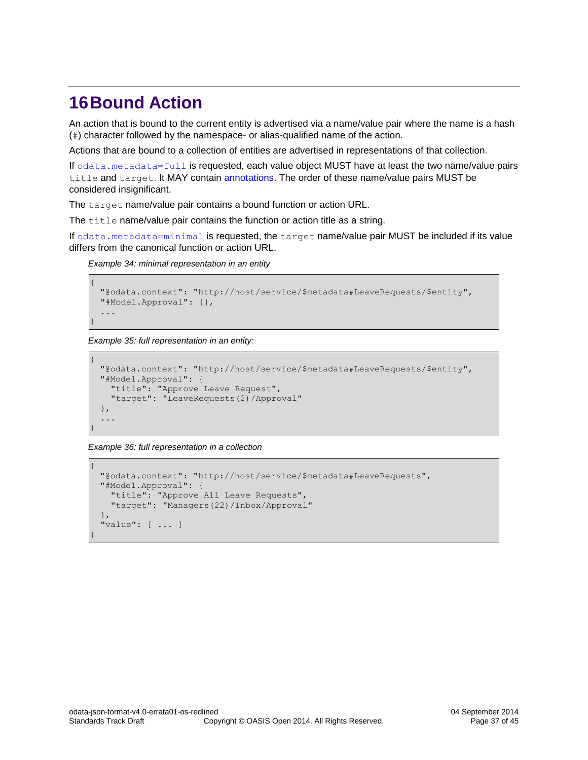# 16 Bound Action

An action that is bound to the current entity is advertised via a name/value pair where the name is a hash (`#`) character followed by the namespace- or alias-qualified name of the action.

Actions that are bound to a collection of entities are advertised in representations of that collection.

If `odata.metadata=full` is requested, each value object MUST have at least the two name/value pairs `title` and `target`. It MAY contain annotations. The order of these name/value pairs MUST be considered insignificant.

The `target` name/value pair contains a bound function or action URL.

The `title` name/value pair contains the function or action title as a string.

If `odata.metadata=minimal` is requested, the `target` name/value pair MUST be included if its value differs from the canonical function or action URL.

*Example 34: minimal representation in an entity*

```
{
  "@odata.context": "http://host/service/$metadata#LeaveRequests/$entity",
  "#Model.Approval": {},
  ...
}
```

*Example 35: full representation in an entity:*

```
{
  "@odata.context": "http://host/service/$metadata#LeaveRequests/$entity",
  "#Model.Approval": {
    "title": "Approve Leave Request",
    "target": "LeaveRequests(2)/Approval"
  },
  ...
}
```

*Example 36: full representation in a collection*

```
{
  "@odata.context": "http://host/service/$metadata#LeaveRequests",
  "#Model.Approval": {
    "title": "Approve All Leave Requests",
    "target": "Managers(22)/Inbox/Approval"
  },
  "value": [ ... ]
}
```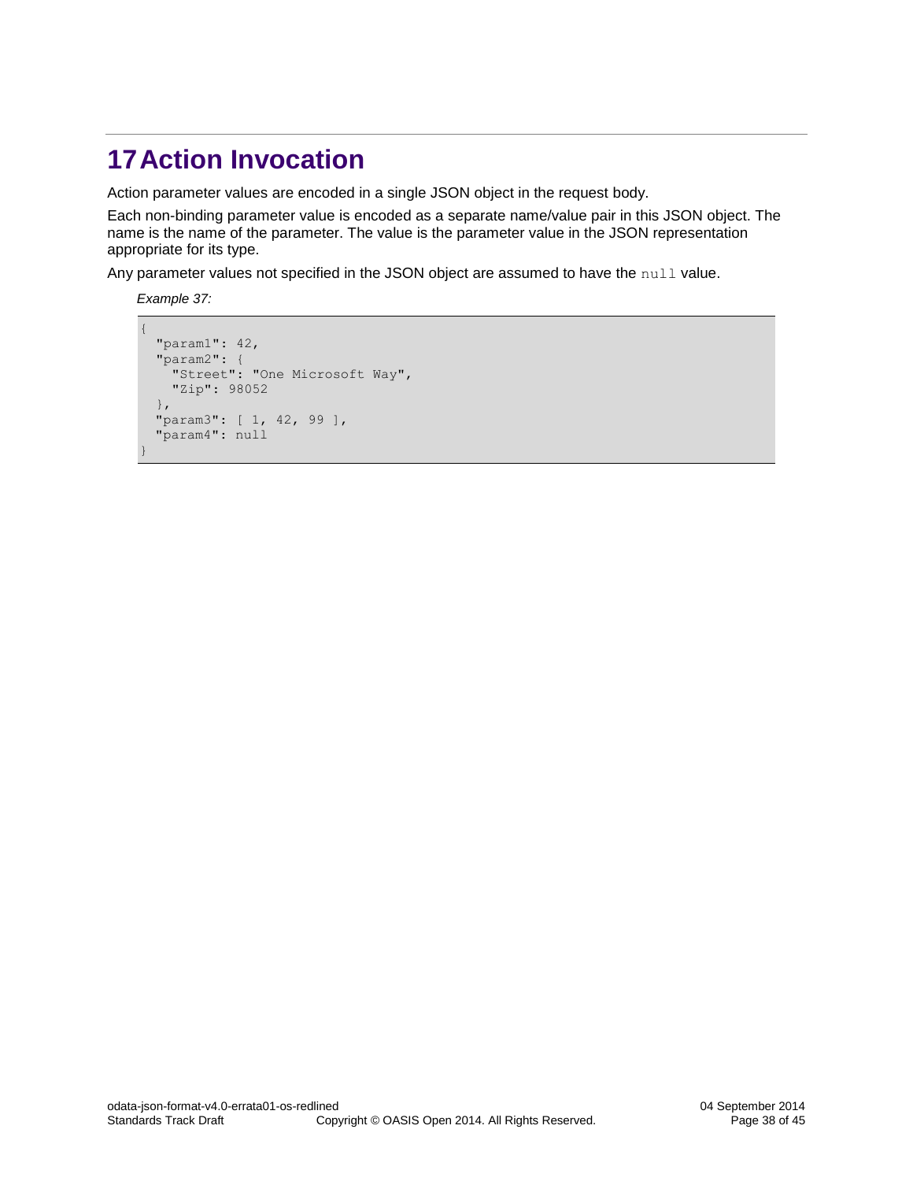# 17 Action Invocation

Action parameter values are encoded in a single JSON object in the request body.

Each non-binding parameter value is encoded as a separate name/value pair in this JSON object. The name is the name of the parameter. The value is the parameter value in the JSON representation appropriate for its type.

Any parameter values not specified in the JSON object are assumed to have the `null` value.

*Example 37:*

```
{
  "param1": 42,
  "param2": {
    "Street": "One Microsoft Way",
    "Zip": 98052
  },
  "param3": [ 1, 42, 99 ],
  "param4": null
}
```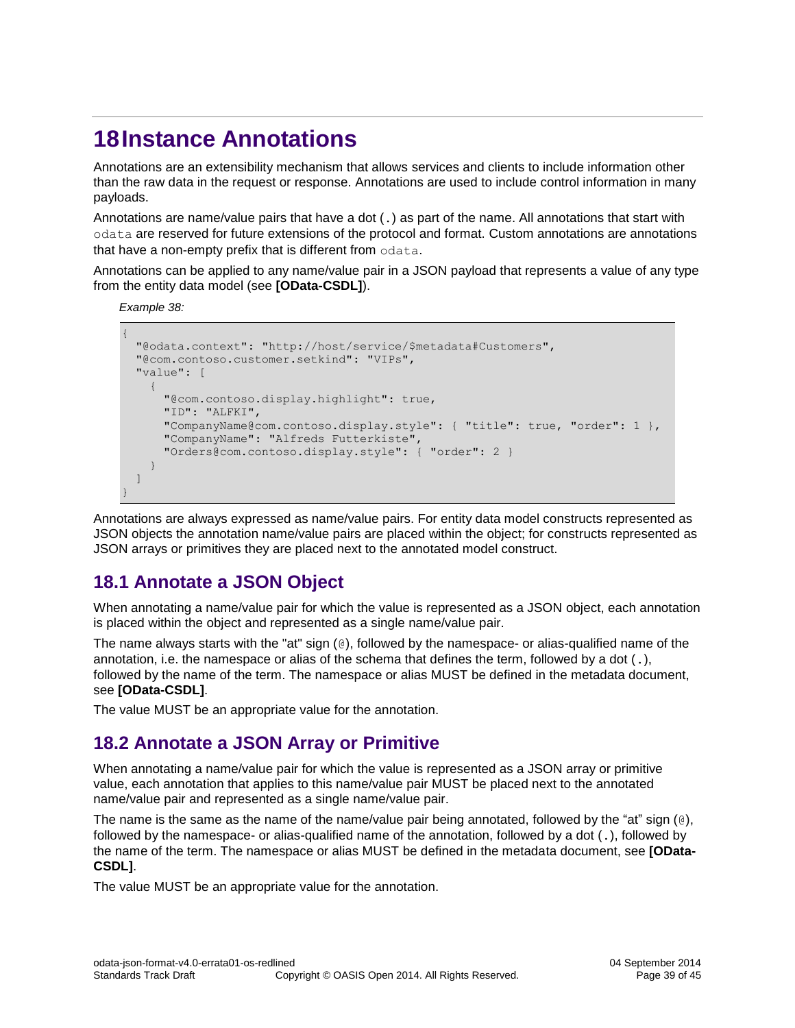# 18 Instance Annotations

Annotations are an extensibility mechanism that allows services and clients to include information other than the raw data in the request or response. Annotations are used to include control information in many payloads.

Annotations are name/value pairs that have a dot (`.`) as part of the name. All annotations that start with `odata` are reserved for future extensions of the protocol and format. Custom annotations are annotations that have a non-empty prefix that is different from `odata`.

Annotations can be applied to any name/value pair in a JSON payload that represents a value of any type from the entity data model (see **[OData-CSDL]**).

*Example 38:*

```
{
  "@odata.context": "http://host/service/$metadata#Customers",
  "@com.contoso.customer.setkind": "VIPs",
  "value": [
    {
      "@com.contoso.display.highlight": true,
      "ID": "ALFKI",
      "CompanyName@com.contoso.display.style": { "title": true, "order": 1 },
      "CompanyName": "Alfreds Futterkiste",
      "Orders@com.contoso.display.style": { "order": 2 }
    }
  ]
}
```

Annotations are always expressed as name/value pairs. For entity data model constructs represented as JSON objects the annotation name/value pairs are placed within the object; for constructs represented as JSON arrays or primitives they are placed next to the annotated model construct.

## 18.1 Annotate a JSON Object

When annotating a name/value pair for which the value is represented as a JSON object, each annotation is placed within the object and represented as a single name/value pair.

The name always starts with the "at" sign (`@`), followed by the namespace- or alias-qualified name of the annotation, i.e. the namespace or alias of the schema that defines the term, followed by a dot (`.`), followed by the name of the term. The namespace or alias MUST be defined in the metadata document, see **[OData-CSDL]**.

The value MUST be an appropriate value for the annotation.

## 18.2 Annotate a JSON Array or Primitive

When annotating a name/value pair for which the value is represented as a JSON array or primitive value, each annotation that applies to this name/value pair MUST be placed next to the annotated name/value pair and represented as a single name/value pair.

The name is the same as the name of the name/value pair being annotated, followed by the "at" sign (`@`), followed by the namespace- or alias-qualified name of the annotation, followed by a dot (`.`), followed by the name of the term. The namespace or alias MUST be defined in the metadata document, see **[OData-CSDL]**.

The value MUST be an appropriate value for the annotation.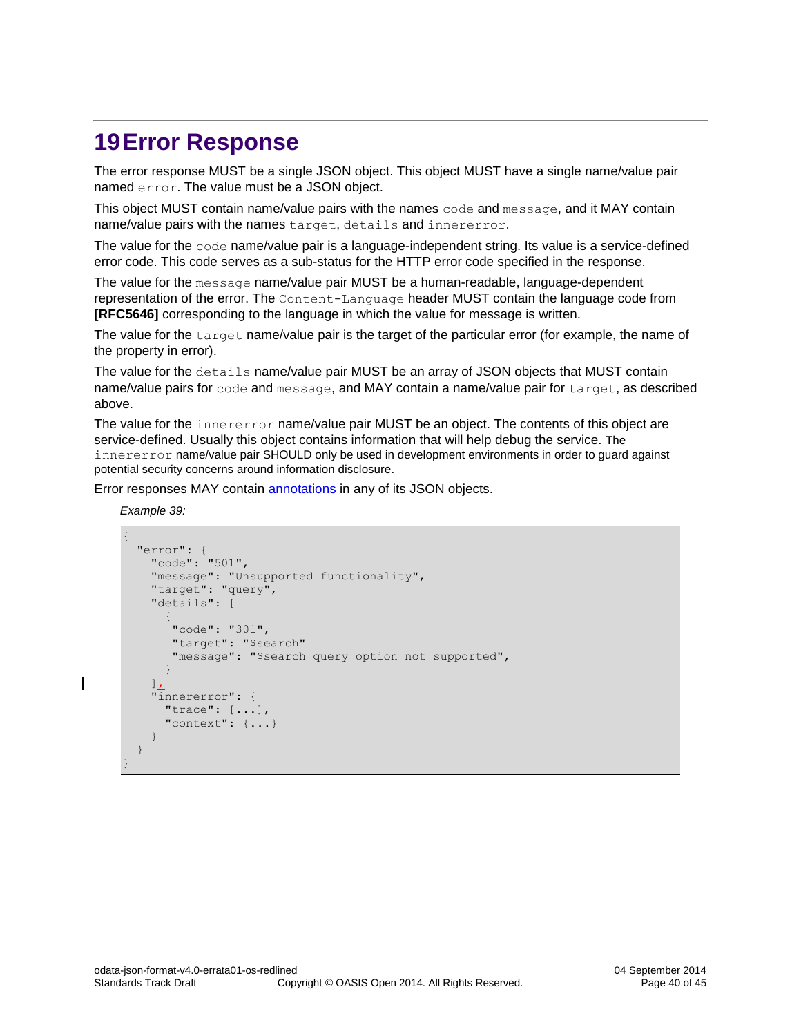# 19 Error Response

The error response MUST be a single JSON object. This object MUST have a single name/value pair named `error`. The value must be a JSON object.

This object MUST contain name/value pairs with the names `code` and `message`, and it MAY contain name/value pairs with the names `target`, `details` and `innererror`.

The value for the `code` name/value pair is a language-independent string. Its value is a service-defined error code. This code serves as a sub-status for the HTTP error code specified in the response.

The value for the `message` name/value pair MUST be a human-readable, language-dependent representation of the error. The `Content-Language` header MUST contain the language code from **[RFC5646]** corresponding to the language in which the value for message is written.

The value for the `target` name/value pair is the target of the particular error (for example, the name of the property in error).

The value for the `details` name/value pair MUST be an array of JSON objects that MUST contain name/value pairs for `code` and `message`, and MAY contain a name/value pair for `target`, as described above.

The value for the `innererror` name/value pair MUST be an object. The contents of this object are service-defined. Usually this object contains information that will help debug the service. The `innererror` name/value pair SHOULD only be used in development environments in order to guard against potential security concerns around information disclosure.

Error responses MAY contain annotations in any of its JSON objects.

*Example 39:*

```
{
  "error": {
    "code": "501",
    "message": "Unsupported functionality",
    "target": "query",
    "details": [
      {
       "code": "301",
       "target": "$search"
       "message": "$search query option not supported",
      }
    ],
    "innererror": {
      "trace": [...],
      "context": {...}
    }
  }
}
```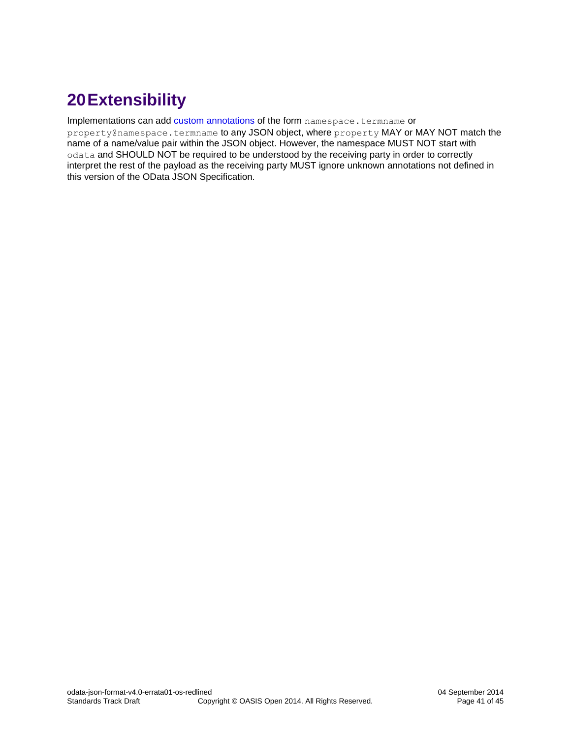# 20 Extensibility

Implementations can add custom annotations of the form `namespace.termname` or `property@namespace.termname` to any JSON object, where `property` MAY or MAY NOT match the name of a name/value pair within the JSON object. However, the namespace MUST NOT start with `odata` and SHOULD NOT be required to be understood by the receiving party in order to correctly interpret the rest of the payload as the receiving party MUST ignore unknown annotations not defined in this version of the OData JSON Specification.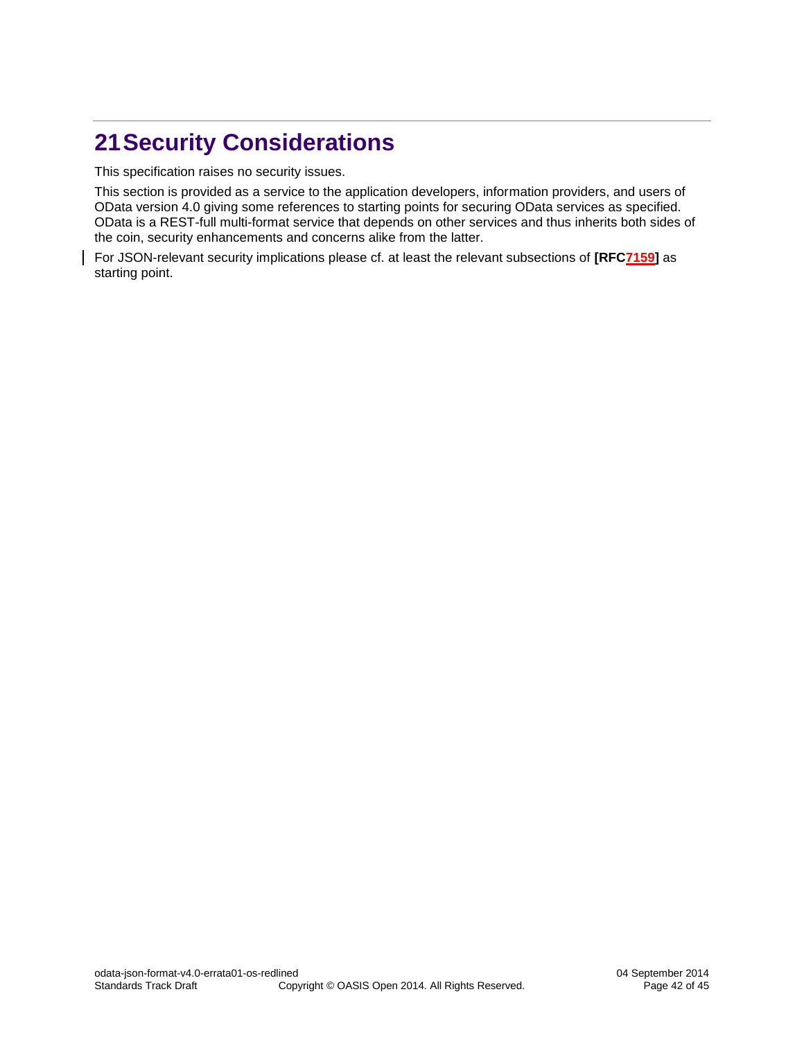# 21 Security Considerations

This specification raises no security issues.

This section is provided as a service to the application developers, information providers, and users of OData version 4.0 giving some references to starting points for securing OData services as specified. OData is a REST-full multi-format service that depends on other services and thus inherits both sides of the coin, security enhancements and concerns alike from the latter.

For JSON-relevant security implications please cf. at least the relevant subsections of **[RFC7159]** as starting point.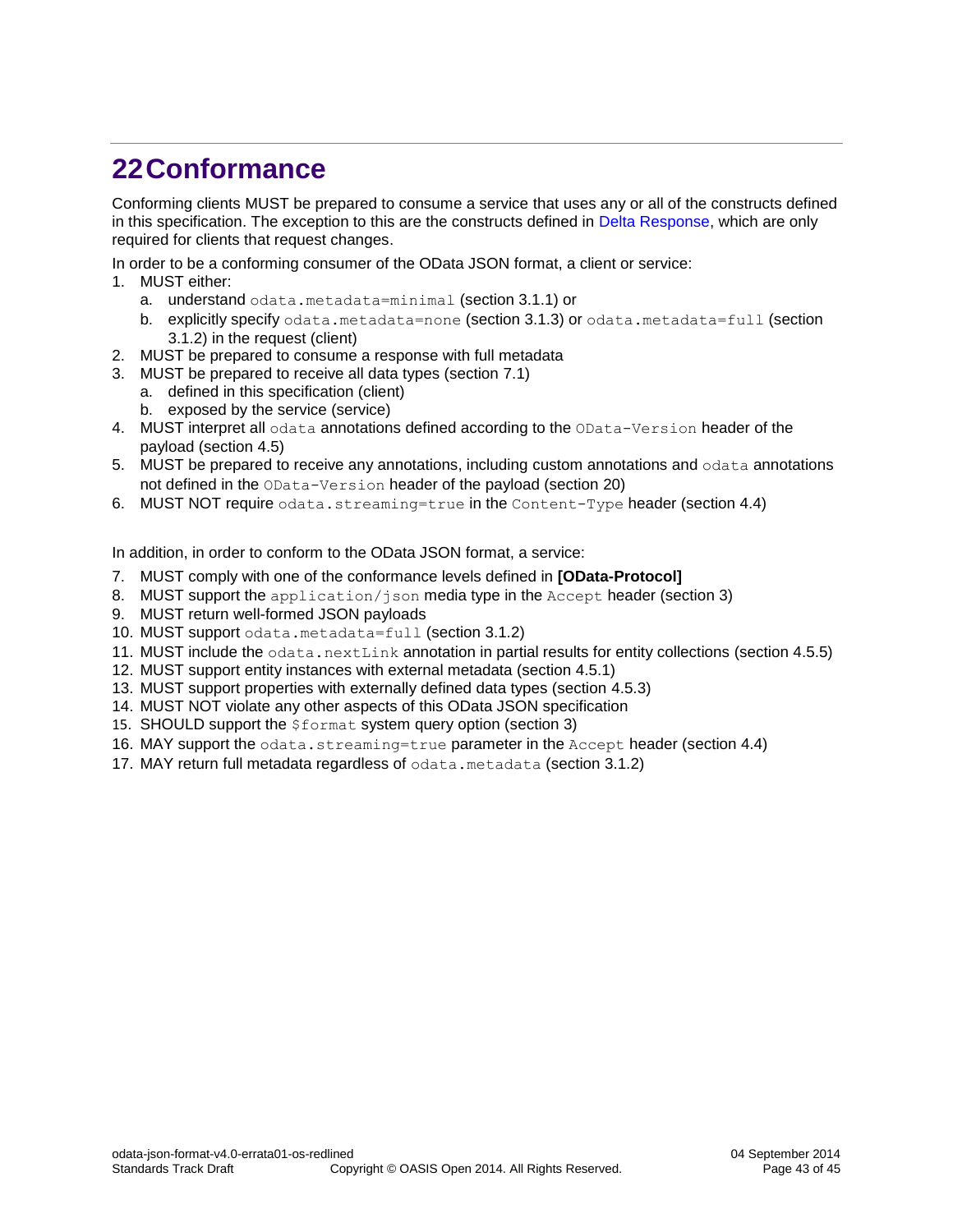# 22 Conformance

Conforming clients MUST be prepared to consume a service that uses any or all of the constructs defined in this specification. The exception to this are the constructs defined in Delta Response, which are only required for clients that request changes.

In order to be a conforming consumer of the OData JSON format, a client or service:

1. MUST either:
   a. understand `odata.metadata=minimal` (section 3.1.1) or
   b. explicitly specify `odata.metadata=none` (section 3.1.3) or `odata.metadata=full` (section 3.1.2) in the request (client)
2. MUST be prepared to consume a response with full metadata
3. MUST be prepared to receive all data types (section 7.1)
   a. defined in this specification (client)
   b. exposed by the service (service)
4. MUST interpret all `odata` annotations defined according to the `OData-Version` header of the payload (section 4.5)
5. MUST be prepared to receive any annotations, including custom annotations and `odata` annotations not defined in the `OData-Version` header of the payload (section 20)
6. MUST NOT require `odata.streaming=true` in the `Content-Type` header (section 4.4)

In addition, in order to conform to the OData JSON format, a service:

7. MUST comply with one of the conformance levels defined in **[OData-Protocol]**
8. MUST support the `application/json` media type in the `Accept` header (section 3)
9. MUST return well-formed JSON payloads
10. MUST support `odata.metadata=full` (section 3.1.2)
11. MUST include the `odata.nextLink` annotation in partial results for entity collections (section 4.5.5)
12. MUST support entity instances with external metadata (section 4.5.1)
13. MUST support properties with externally defined data types (section 4.5.3)
14. MUST NOT violate any other aspects of this OData JSON specification
15. SHOULD support the `$format` system query option (section 3)
16. MAY support the `odata.streaming=true` parameter in the `Accept` header (section 4.4)
17. MAY return full metadata regardless of `odata.metadata` (section 3.1.2)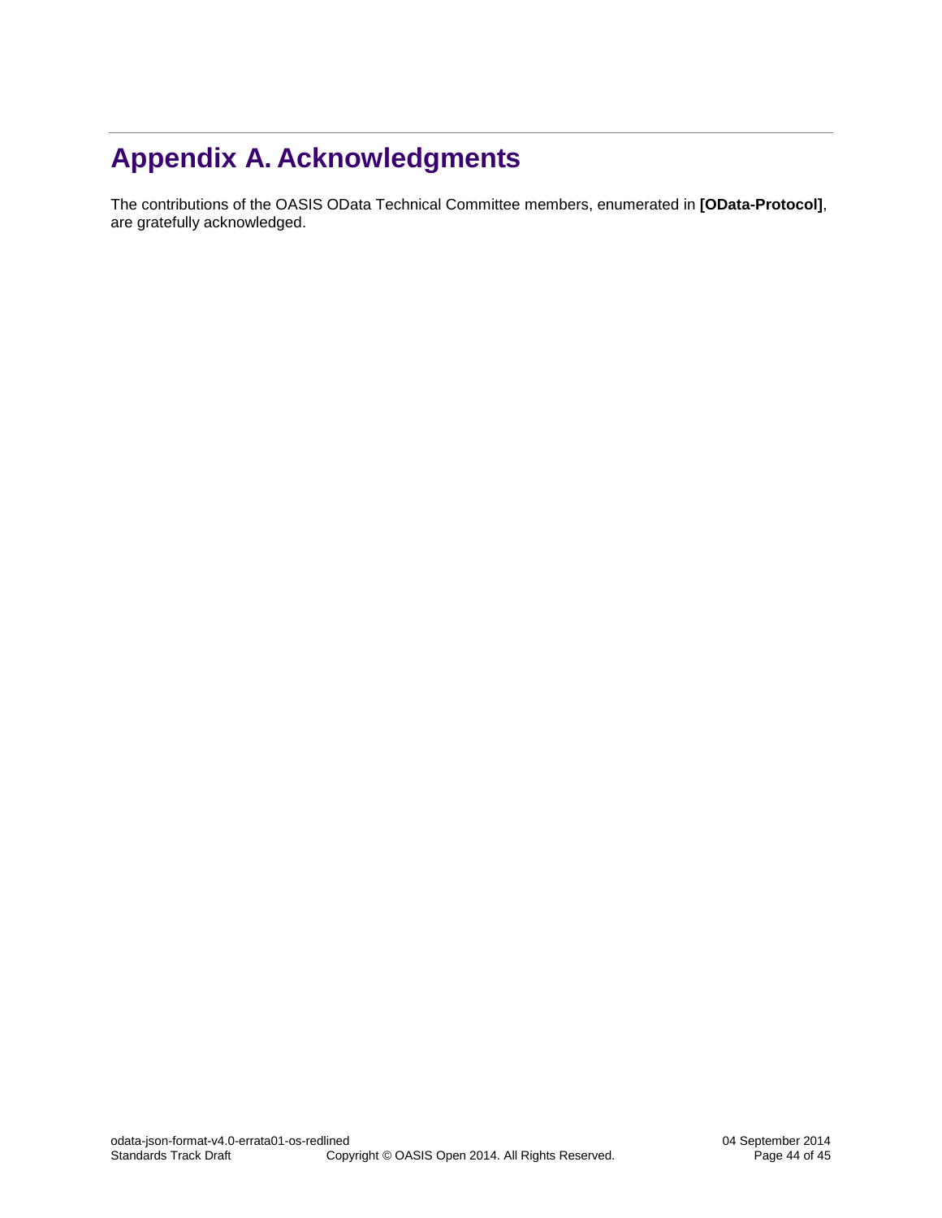# Appendix A. Acknowledgments

The contributions of the OASIS OData Technical Committee members, enumerated in **[OData-Protocol]**, are gratefully acknowledged.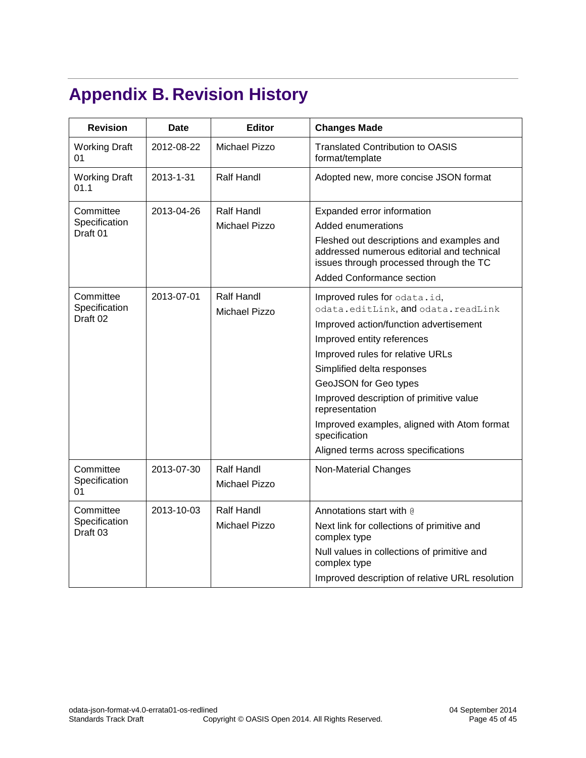# Appendix B. Revision History

| Revision | Date | Editor | Changes Made |
| --- | --- | --- | --- |
| Working Draft 01 | 2012-08-22 | Michael Pizzo | Translated Contribution to OASIS format/template |
| Working Draft 01.1 | 2013-1-31 | Ralf Handl | Adopted new, more concise JSON format |
| Committee Specification Draft 01 | 2013-04-26 | Ralf Handl<br>Michael Pizzo | Expanded error information<br>Added enumerations<br>Fleshed out descriptions and examples and addressed numerous editorial and technical issues through processed through the TC<br>Added Conformance section |
| Committee Specification Draft 02 | 2013-07-01 | Ralf Handl<br>Michael Pizzo | Improved rules for `odata.id`, `odata.editLink`, and `odata.readLink`<br>Improved action/function advertisement<br>Improved entity references<br>Improved rules for relative URLs<br>Simplified delta responses<br>GeoJSON for Geo types<br>Improved description of primitive value representation<br>Improved examples, aligned with Atom format specification<br>Aligned terms across specifications |
| Committee Specification 01 | 2013-07-30 | Ralf Handl<br>Michael Pizzo | Non-Material Changes |
| Committee Specification Draft 03 | 2013-10-03 | Ralf Handl<br>Michael Pizzo | Annotations start with `@`<br>Next link for collections of primitive and complex type<br>Null values in collections of primitive and complex type<br>Improved description of relative URL resolution |